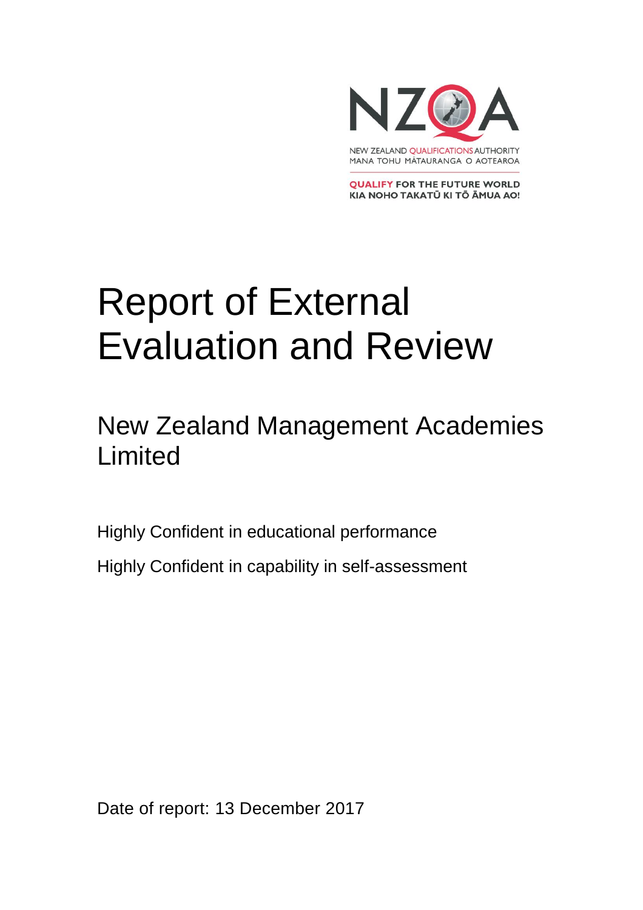NZQA

NEW ZEALAND QUALIFICATIONS AUTHORITY
MANA TOHU MĀTAURANGA O AOTEAROA

QUALIFY FOR THE FUTURE WORLD
KIA NOHO TAKATŪ KI TŌ ĀMUA AO!

# Report of External Evaluation and Review

## New Zealand Management Academies Limited

Highly Confident in educational performance

Highly Confident in capability in self-assessment

Date of report: 13 December 2017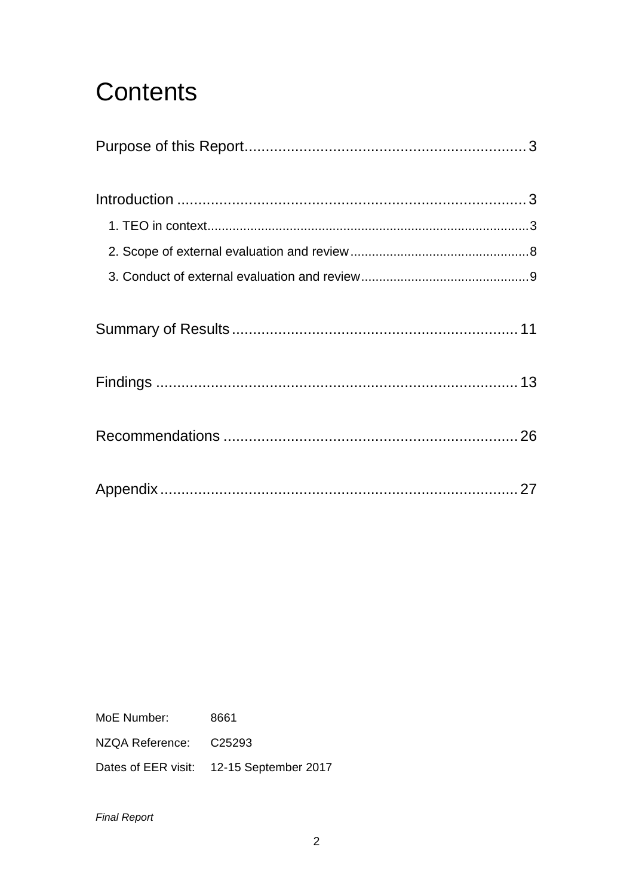# Contents

Purpose of this Report .................................................................. 3

Introduction .................................................................................. 3

- 1. TEO in context .......................................................................... 3
- 2. Scope of external evaluation and review .................................. 8
- 3. Conduct of external evaluation and review ............................... 9

Summary of Results ..................................................................... 11

Findings ....................................................................................... 13

Recommendations ....................................................................... 26

Appendix ...................................................................................... 27

| | |
|---|---|
| MoE Number: | 8661 |
| NZQA Reference: | C25293 |
| Dates of EER visit: | 12-15 September 2017 |

*Final Report*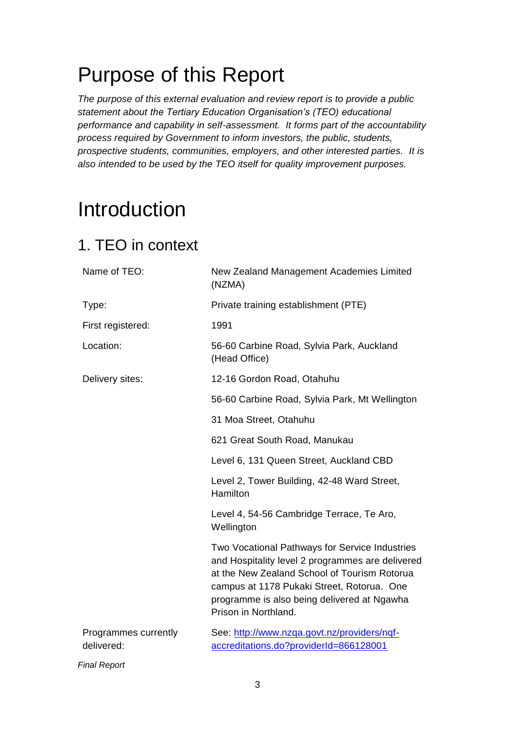# Purpose of this Report

*The purpose of this external evaluation and review report is to provide a public statement about the Tertiary Education Organisation's (TEO) educational performance and capability in self-assessment. It forms part of the accountability process required by Government to inform investors, the public, students, prospective students, communities, employers, and other interested parties. It is also intended to be used by the TEO itself for quality improvement purposes.*

# Introduction

## 1. TEO in context

| | |
|---|---|
| Name of TEO: | New Zealand Management Academies Limited (NZMA) |
| Type: | Private training establishment (PTE) |
| First registered: | 1991 |
| Location: | 56-60 Carbine Road, Sylvia Park, Auckland (Head Office) |
| Delivery sites: | 12-16 Gordon Road, Otahuhu |
| | 56-60 Carbine Road, Sylvia Park, Mt Wellington |
| | 31 Moa Street, Otahuhu |
| | 621 Great South Road, Manukau |
| | Level 6, 131 Queen Street, Auckland CBD |
| | Level 2, Tower Building, 42-48 Ward Street, Hamilton |
| | Level 4, 54-56 Cambridge Terrace, Te Aro, Wellington |
| | Two Vocational Pathways for Service Industries and Hospitality level 2 programmes are delivered at the New Zealand School of Tourism Rotorua campus at 1178 Pukaki Street, Rotorua. One programme is also being delivered at Ngawha Prison in Northland. |
| Programmes currently delivered: | See: [http://www.nzqa.govt.nz/providers/nqf-accreditations.do?providerId=866128001](http://www.nzqa.govt.nz/providers/nqf-accreditations.do?providerId=866128001) |

*Final Report*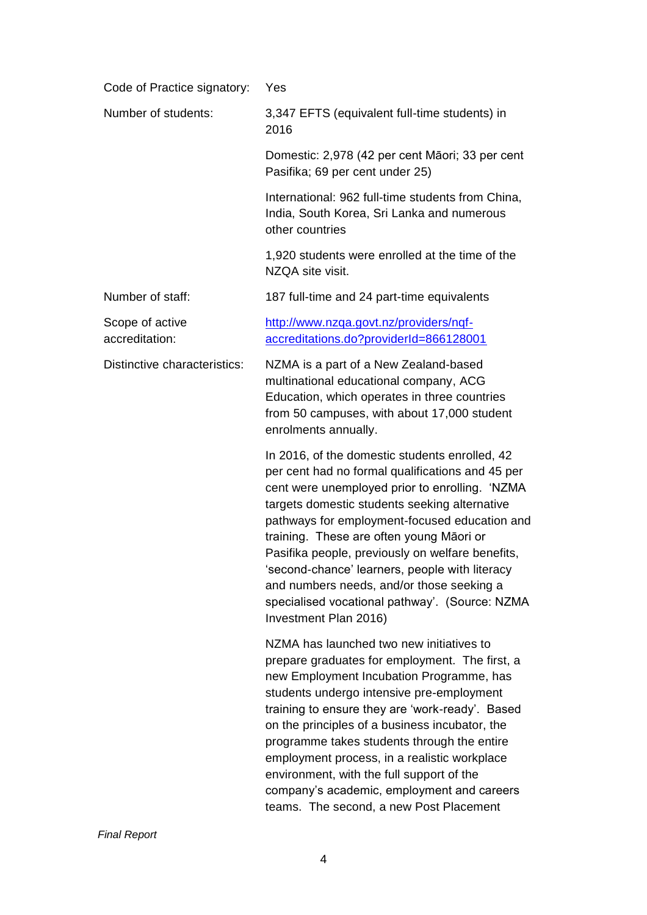| | |
|---|---|
| Code of Practice signatory: | Yes |
| Number of students: | 3,347 EFTS (equivalent full-time students) in 2016<br><br>Domestic: 2,978 (42 per cent Māori; 33 per cent Pasifika; 69 per cent under 25)<br><br>International: 962 full-time students from China, India, South Korea, Sri Lanka and numerous other countries<br><br>1,920 students were enrolled at the time of the NZQA site visit. |
| Number of staff: | 187 full-time and 24 part-time equivalents |
| Scope of active accreditation: | [http://www.nzqa.govt.nz/providers/nqf-accreditations.do?providerId=866128001](http://www.nzqa.govt.nz/providers/nqf-accreditations.do?providerId=866128001) |
| Distinctive characteristics: | NZMA is a part of a New Zealand-based multinational educational company, ACG Education, which operates in three countries from 50 campuses, with about 17,000 student enrolments annually.<br><br>In 2016, of the domestic students enrolled, 42 per cent had no formal qualifications and 45 per cent were unemployed prior to enrolling. 'NZMA targets domestic students seeking alternative pathways for employment-focused education and training. These are often young Māori or Pasifika people, previously on welfare benefits, 'second-chance' learners, people with literacy and numbers needs, and/or those seeking a specialised vocational pathway'. (Source: NZMA Investment Plan 2016)<br><br>NZMA has launched two new initiatives to prepare graduates for employment. The first, a new Employment Incubation Programme, has students undergo intensive pre-employment training to ensure they are 'work-ready'. Based on the principles of a business incubator, the programme takes students through the entire employment process, in a realistic workplace environment, with the full support of the company's academic, employment and careers teams. The second, a new Post Placement |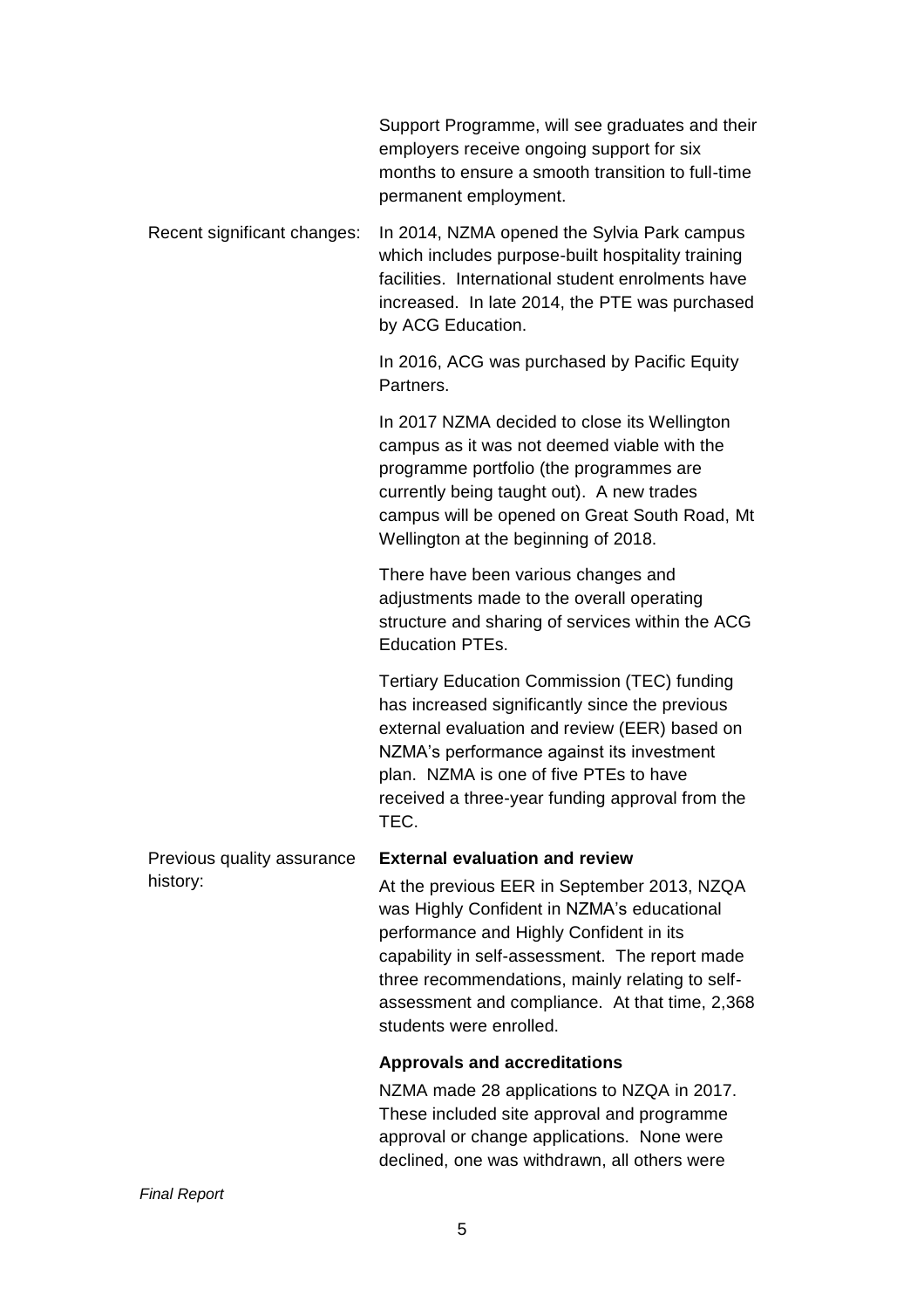| | |
|---|---|
| | Support Programme, will see graduates and their employers receive ongoing support for six months to ensure a smooth transition to full-time permanent employment. |
| Recent significant changes: | In 2014, NZMA opened the Sylvia Park campus which includes purpose-built hospitality training facilities. International student enrolments have increased. In late 2014, the PTE was purchased by ACG Education.<br><br>In 2016, ACG was purchased by Pacific Equity Partners.<br><br>In 2017 NZMA decided to close its Wellington campus as it was not deemed viable with the programme portfolio (the programmes are currently being taught out). A new trades campus will be opened on Great South Road, Mt Wellington at the beginning of 2018.<br><br>There have been various changes and adjustments made to the overall operating structure and sharing of services within the ACG Education PTEs.<br><br>Tertiary Education Commission (TEC) funding has increased significantly since the previous external evaluation and review (EER) based on NZMA's performance against its investment plan. NZMA is one of five PTEs to have received a three-year funding approval from the TEC. |
| Previous quality assurance history: | **External evaluation and review**<br><br>At the previous EER in September 2013, NZQA was Highly Confident in NZMA's educational performance and Highly Confident in its capability in self-assessment. The report made three recommendations, mainly relating to self-assessment and compliance. At that time, 2,368 students were enrolled.<br><br>**Approvals and accreditations**<br><br>NZMA made 28 applications to NZQA in 2017. These included site approval and programme approval or change applications. None were declined, one was withdrawn, all others were |

*Final Report*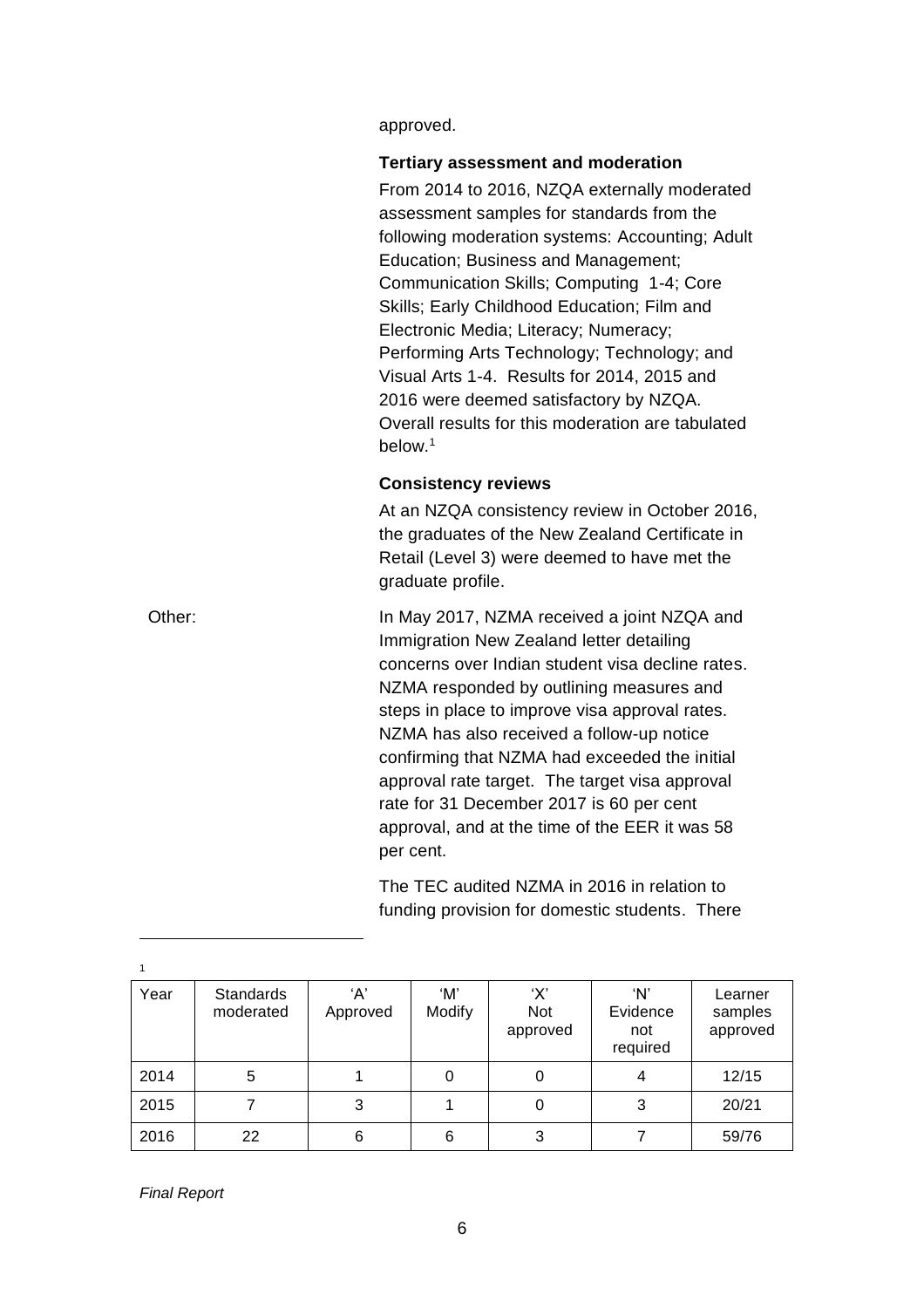approved.

**Tertiary assessment and moderation**

From 2014 to 2016, NZQA externally moderated assessment samples for standards from the following moderation systems: Accounting; Adult Education; Business and Management; Communication Skills; Computing 1-4; Core Skills; Early Childhood Education; Film and Electronic Media; Literacy; Numeracy; Performing Arts Technology; Technology; and Visual Arts 1-4. Results for 2014, 2015 and 2016 were deemed satisfactory by NZQA. Overall results for this moderation are tabulated below.[1]

**Consistency reviews**

At an NZQA consistency review in October 2016, the graduates of the New Zealand Certificate in Retail (Level 3) were deemed to have met the graduate profile.

Other: In May 2017, NZMA received a joint NZQA and Immigration New Zealand letter detailing concerns over Indian student visa decline rates. NZMA responded by outlining measures and steps in place to improve visa approval rates. NZMA has also received a follow-up notice confirming that NZMA had exceeded the initial approval rate target. The target visa approval rate for 31 December 2017 is 60 per cent approval, and at the time of the EER it was 58 per cent.

The TEC audited NZMA in 2016 in relation to funding provision for domestic students. There

---

[1]

| Year | Standards moderated | 'A' Approved | 'M' Modify | 'X' Not approved | 'N' Evidence not required | Learner samples approved |
|---|---|---|---|---|---|---|
| 2014 | 5 | 1 | 0 | 0 | 4 | 12/15 |
| 2015 | 7 | 3 | 1 | 0 | 3 | 20/21 |
| 2016 | 22 | 6 | 6 | 3 | 7 | 59/76 |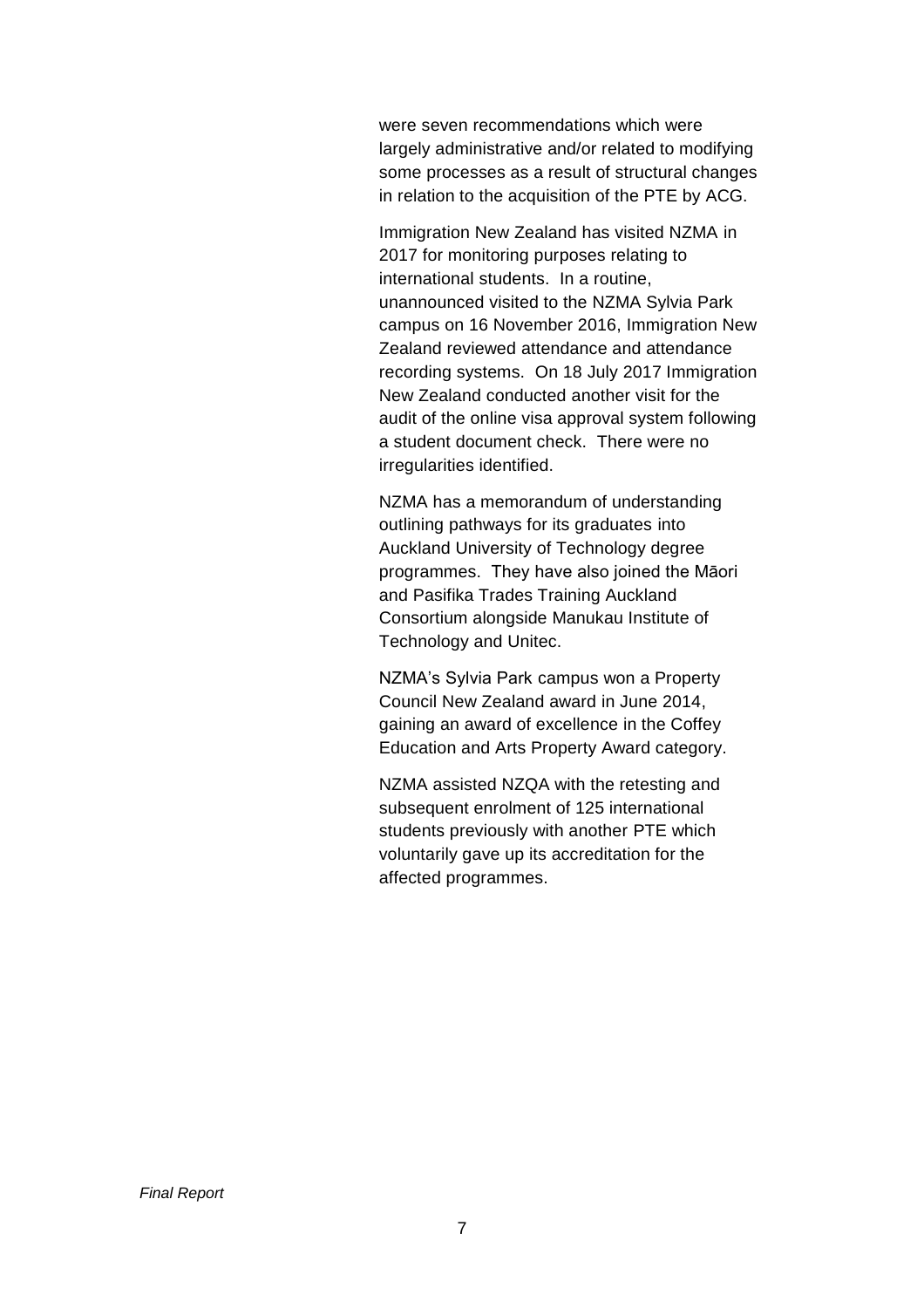were seven recommendations which were largely administrative and/or related to modifying some processes as a result of structural changes in relation to the acquisition of the PTE by ACG.

Immigration New Zealand has visited NZMA in 2017 for monitoring purposes relating to international students. In a routine, unannounced visited to the NZMA Sylvia Park campus on 16 November 2016, Immigration New Zealand reviewed attendance and attendance recording systems. On 18 July 2017 Immigration New Zealand conducted another visit for the audit of the online visa approval system following a student document check. There were no irregularities identified.

NZMA has a memorandum of understanding outlining pathways for its graduates into Auckland University of Technology degree programmes. They have also joined the Māori and Pasifika Trades Training Auckland Consortium alongside Manukau Institute of Technology and Unitec.

NZMA's Sylvia Park campus won a Property Council New Zealand award in June 2014, gaining an award of excellence in the Coffey Education and Arts Property Award category.

NZMA assisted NZQA with the retesting and subsequent enrolment of 125 international students previously with another PTE which voluntarily gave up its accreditation for the affected programmes.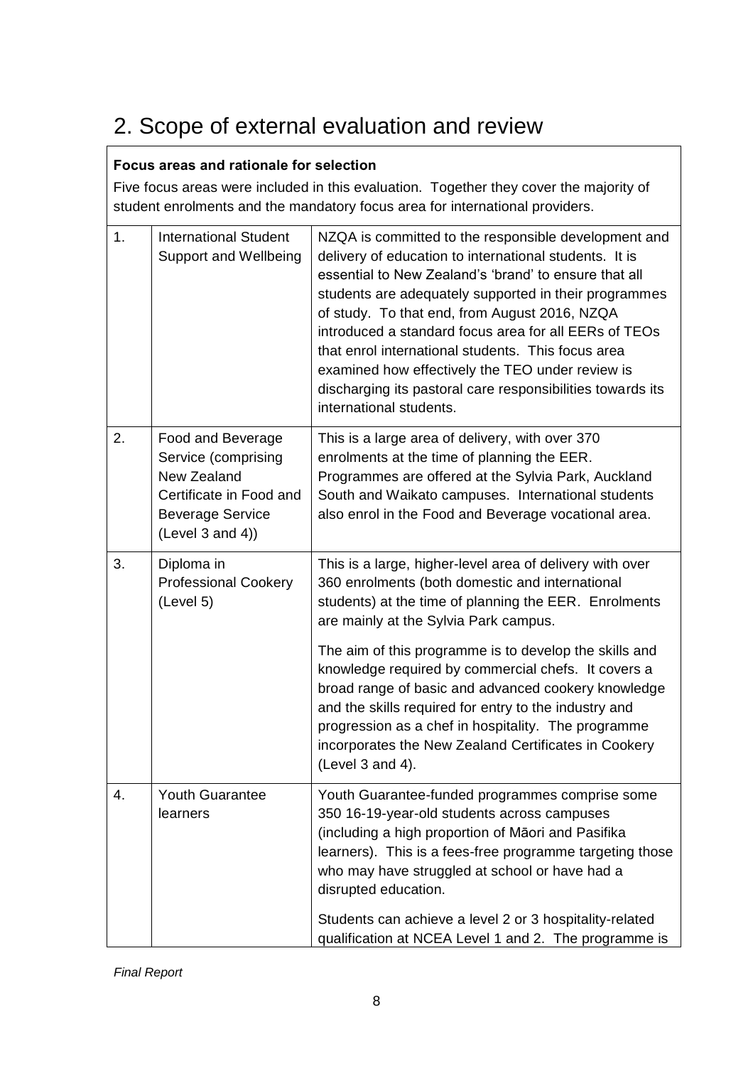# 2. Scope of external evaluation and review

**Focus areas and rationale for selection**

Five focus areas were included in this evaluation. Together they cover the majority of student enrolments and the mandatory focus area for international providers.

| | | |
|---|---|---|
| 1. | International Student Support and Wellbeing | NZQA is committed to the responsible development and delivery of education to international students. It is essential to New Zealand's 'brand' to ensure that all students are adequately supported in their programmes of study. To that end, from August 2016, NZQA introduced a standard focus area for all EERs of TEOs that enrol international students. This focus area examined how effectively the TEO under review is discharging its pastoral care responsibilities towards its international students. |
| 2. | Food and Beverage Service (comprising New Zealand Certificate in Food and Beverage Service (Level 3 and 4)) | This is a large area of delivery, with over 370 enrolments at the time of planning the EER. Programmes are offered at the Sylvia Park, Auckland South and Waikato campuses. International students also enrol in the Food and Beverage vocational area. |
| 3. | Diploma in Professional Cookery (Level 5) | This is a large, higher-level area of delivery with over 360 enrolments (both domestic and international students) at the time of planning the EER. Enrolments are mainly at the Sylvia Park campus.<br><br>The aim of this programme is to develop the skills and knowledge required by commercial chefs. It covers a broad range of basic and advanced cookery knowledge and the skills required for entry to the industry and progression as a chef in hospitality. The programme incorporates the New Zealand Certificates in Cookery (Level 3 and 4). |
| 4. | Youth Guarantee learners | Youth Guarantee-funded programmes comprise some 350 16-19-year-old students across campuses (including a high proportion of Māori and Pasifika learners). This is a fees-free programme targeting those who may have struggled at school or have had a disrupted education.<br><br>Students can achieve a level 2 or 3 hospitality-related qualification at NCEA Level 1 and 2. The programme is |

*Final Report*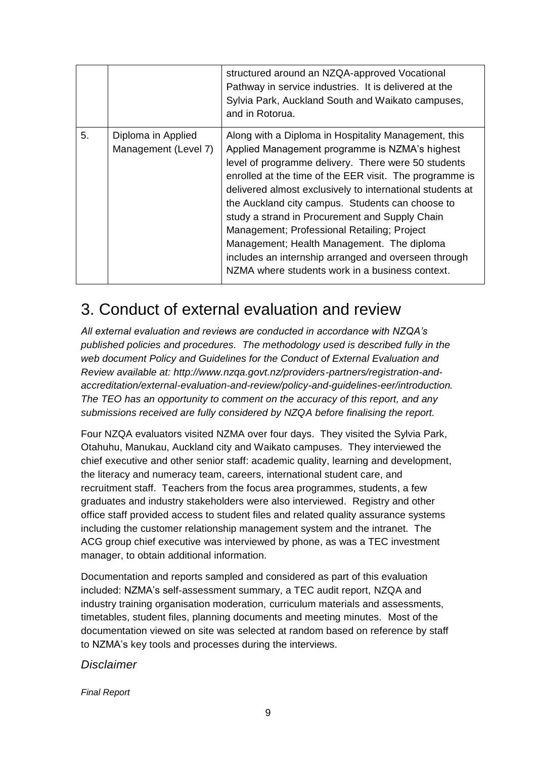|  |  | structured around an NZQA-approved Vocational Pathway in service industries. It is delivered at the Sylvia Park, Auckland South and Waikato campuses, and in Rotorua. |
|---|---|---|
| 5. | Diploma in Applied Management (Level 7) | Along with a Diploma in Hospitality Management, this Applied Management programme is NZMA's highest level of programme delivery. There were 50 students enrolled at the time of the EER visit. The programme is delivered almost exclusively to international students at the Auckland city campus. Students can choose to study a strand in Procurement and Supply Chain Management; Professional Retailing; Project Management; Health Management. The diploma includes an internship arranged and overseen through NZMA where students work in a business context. |

# 3. Conduct of external evaluation and review

*All external evaluation and reviews are conducted in accordance with NZQA's published policies and procedures. The methodology used is described fully in the web document Policy and Guidelines for the Conduct of External Evaluation and Review available at: http://www.nzqa.govt.nz/providers-partners/registration-and-accreditation/external-evaluation-and-review/policy-and-guidelines-eer/introduction. The TEO has an opportunity to comment on the accuracy of this report, and any submissions received are fully considered by NZQA before finalising the report.*

Four NZQA evaluators visited NZMA over four days. They visited the Sylvia Park, Otahuhu, Manukau, Auckland city and Waikato campuses. They interviewed the chief executive and other senior staff: academic quality, learning and development, the literacy and numeracy team, careers, international student care, and recruitment staff. Teachers from the focus area programmes, students, a few graduates and industry stakeholders were also interviewed. Registry and other office staff provided access to student files and related quality assurance systems including the customer relationship management system and the intranet. The ACG group chief executive was interviewed by phone, as was a TEC investment manager, to obtain additional information.

Documentation and reports sampled and considered as part of this evaluation included: NZMA's self-assessment summary, a TEC audit report, NZQA and industry training organisation moderation, curriculum materials and assessments, timetables, student files, planning documents and meeting minutes. Most of the documentation viewed on site was selected at random based on reference by staff to NZMA's key tools and processes during the interviews.

## *Disclaimer*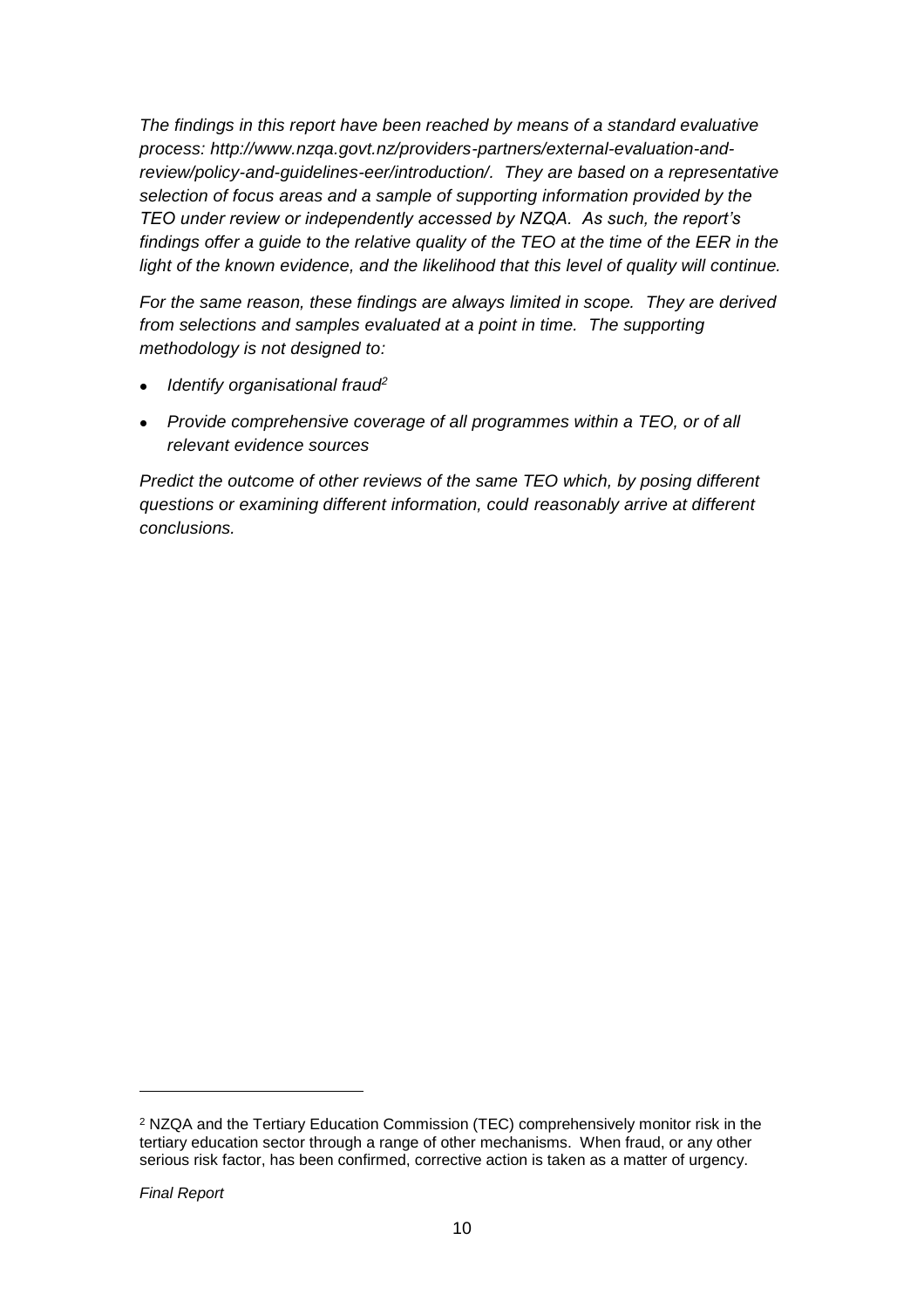*The findings in this report have been reached by means of a standard evaluative process: http://www.nzqa.govt.nz/providers-partners/external-evaluation-and-review/policy-and-guidelines-eer/introduction/. They are based on a representative selection of focus areas and a sample of supporting information provided by the TEO under review or independently accessed by NZQA. As such, the report's findings offer a guide to the relative quality of the TEO at the time of the EER in the light of the known evidence, and the likelihood that this level of quality will continue.*

*For the same reason, these findings are always limited in scope. They are derived from selections and samples evaluated at a point in time. The supporting methodology is not designed to:*

- *Identify organisational fraud*[2]
- *Provide comprehensive coverage of all programmes within a TEO, or of all relevant evidence sources*

*Predict the outcome of other reviews of the same TEO which, by posing different questions or examining different information, could reasonably arrive at different conclusions.*

---

[2] NZQA and the Tertiary Education Commission (TEC) comprehensively monitor risk in the tertiary education sector through a range of other mechanisms. When fraud, or any other serious risk factor, has been confirmed, corrective action is taken as a matter of urgency.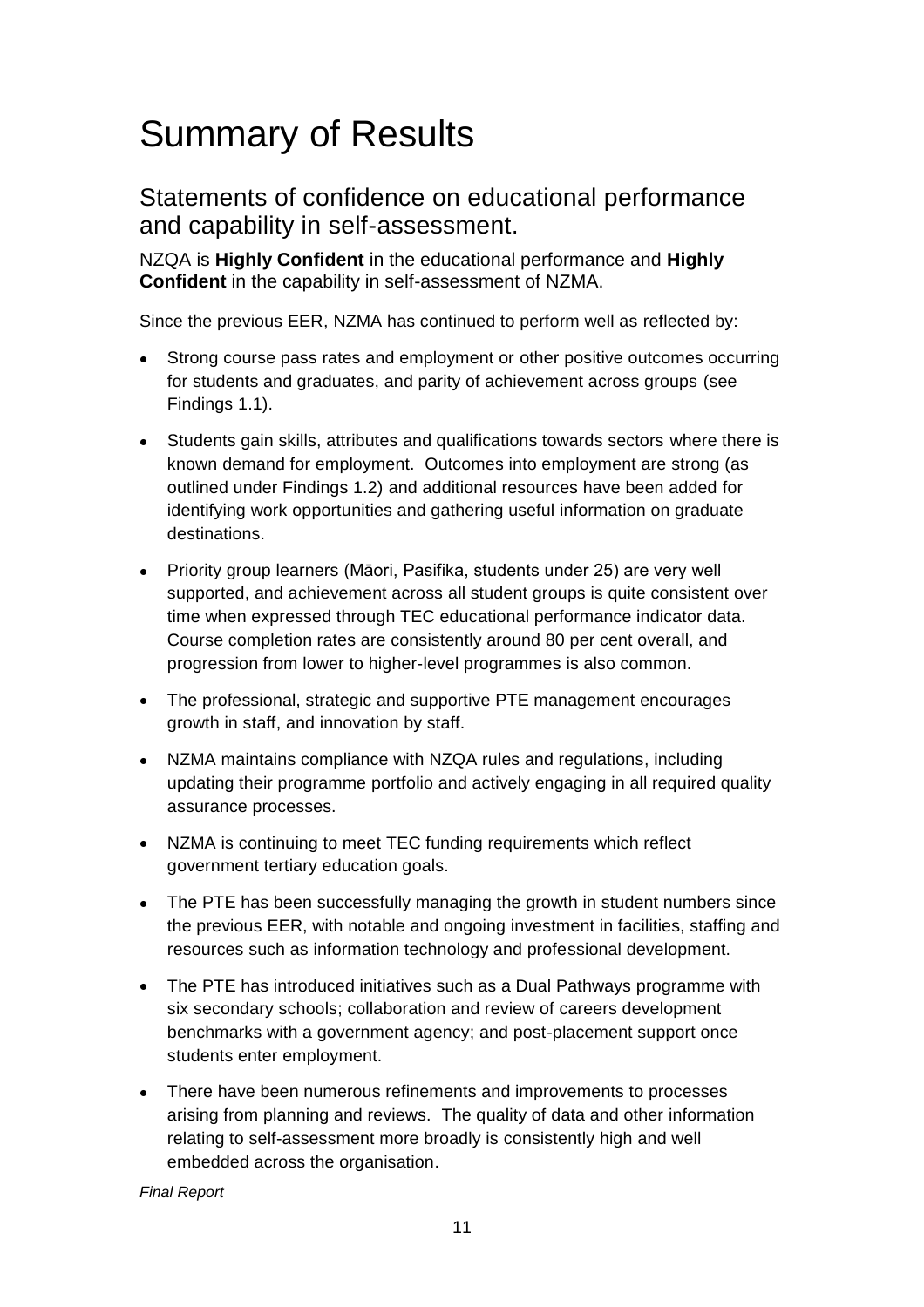# Summary of Results

## Statements of confidence on educational performance and capability in self-assessment.

NZQA is **Highly Confident** in the educational performance and **Highly Confident** in the capability in self-assessment of NZMA.

Since the previous EER, NZMA has continued to perform well as reflected by:

- Strong course pass rates and employment or other positive outcomes occurring for students and graduates, and parity of achievement across groups (see Findings 1.1).
- Students gain skills, attributes and qualifications towards sectors where there is known demand for employment. Outcomes into employment are strong (as outlined under Findings 1.2) and additional resources have been added for identifying work opportunities and gathering useful information on graduate destinations.
- Priority group learners (Māori, Pasifika, students under 25) are very well supported, and achievement across all student groups is quite consistent over time when expressed through TEC educational performance indicator data. Course completion rates are consistently around 80 per cent overall, and progression from lower to higher-level programmes is also common.
- The professional, strategic and supportive PTE management encourages growth in staff, and innovation by staff.
- NZMA maintains compliance with NZQA rules and regulations, including updating their programme portfolio and actively engaging in all required quality assurance processes.
- NZMA is continuing to meet TEC funding requirements which reflect government tertiary education goals.
- The PTE has been successfully managing the growth in student numbers since the previous EER, with notable and ongoing investment in facilities, staffing and resources such as information technology and professional development.
- The PTE has introduced initiatives such as a Dual Pathways programme with six secondary schools; collaboration and review of careers development benchmarks with a government agency; and post-placement support once students enter employment.
- There have been numerous refinements and improvements to processes arising from planning and reviews. The quality of data and other information relating to self-assessment more broadly is consistently high and well embedded across the organisation.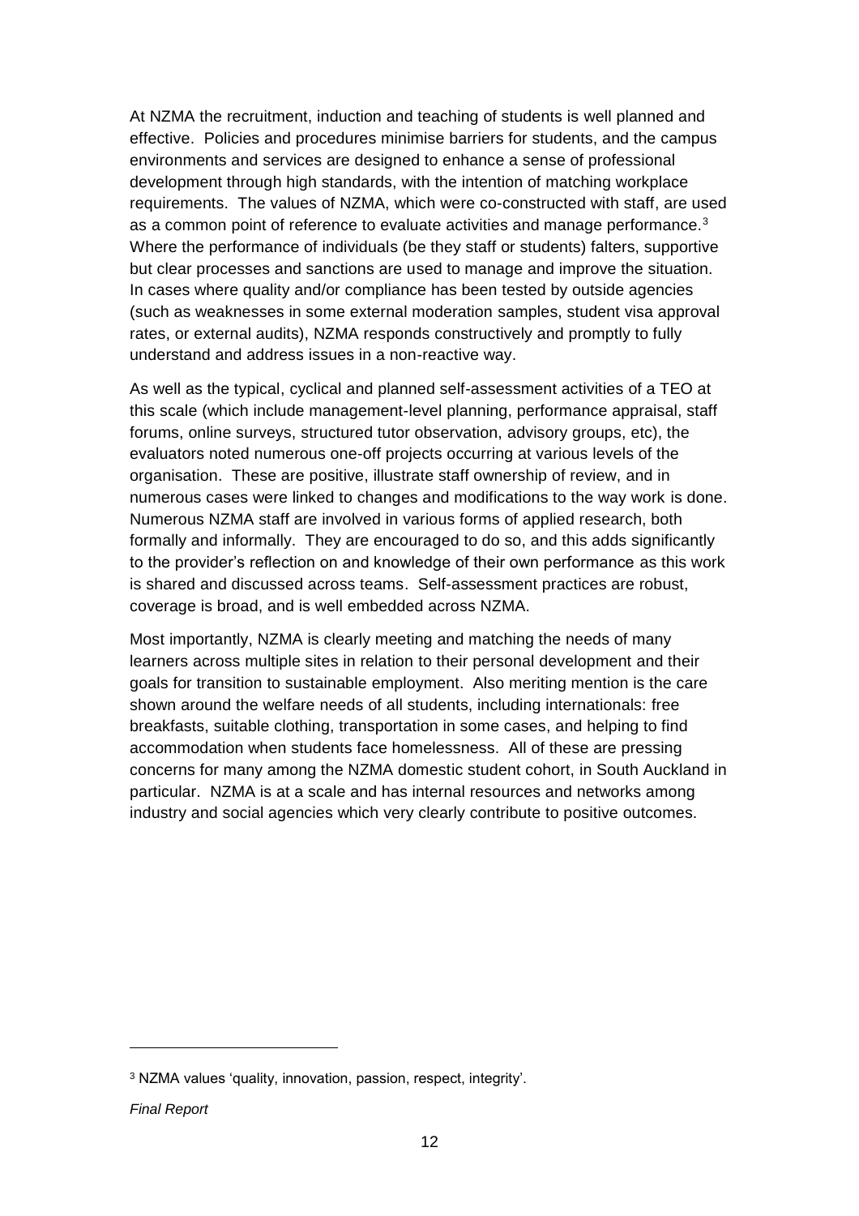At NZMA the recruitment, induction and teaching of students is well planned and effective. Policies and procedures minimise barriers for students, and the campus environments and services are designed to enhance a sense of professional development through high standards, with the intention of matching workplace requirements. The values of NZMA, which were co-constructed with staff, are used as a common point of reference to evaluate activities and manage performance.[3] Where the performance of individuals (be they staff or students) falters, supportive but clear processes and sanctions are used to manage and improve the situation. In cases where quality and/or compliance has been tested by outside agencies (such as weaknesses in some external moderation samples, student visa approval rates, or external audits), NZMA responds constructively and promptly to fully understand and address issues in a non-reactive way.

As well as the typical, cyclical and planned self-assessment activities of a TEO at this scale (which include management-level planning, performance appraisal, staff forums, online surveys, structured tutor observation, advisory groups, etc), the evaluators noted numerous one-off projects occurring at various levels of the organisation. These are positive, illustrate staff ownership of review, and in numerous cases were linked to changes and modifications to the way work is done. Numerous NZMA staff are involved in various forms of applied research, both formally and informally. They are encouraged to do so, and this adds significantly to the provider's reflection on and knowledge of their own performance as this work is shared and discussed across teams. Self-assessment practices are robust, coverage is broad, and is well embedded across NZMA.

Most importantly, NZMA is clearly meeting and matching the needs of many learners across multiple sites in relation to their personal development and their goals for transition to sustainable employment. Also meriting mention is the care shown around the welfare needs of all students, including internationals: free breakfasts, suitable clothing, transportation in some cases, and helping to find accommodation when students face homelessness. All of these are pressing concerns for many among the NZMA domestic student cohort, in South Auckland in particular. NZMA is at a scale and has internal resources and networks among industry and social agencies which very clearly contribute to positive outcomes.

---

[3] NZMA values 'quality, innovation, passion, respect, integrity'.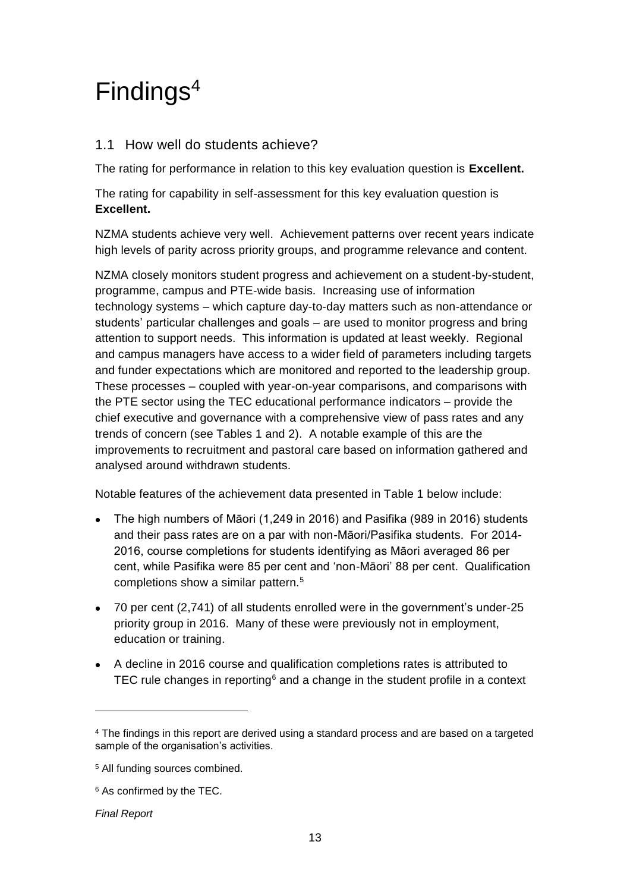# Findings[4]

## 1.1 How well do students achieve?

The rating for performance in relation to this key evaluation question is **Excellent.**

The rating for capability in self-assessment for this key evaluation question is **Excellent.**

NZMA students achieve very well. Achievement patterns over recent years indicate high levels of parity across priority groups, and programme relevance and content.

NZMA closely monitors student progress and achievement on a student-by-student, programme, campus and PTE-wide basis. Increasing use of information technology systems – which capture day-to-day matters such as non-attendance or students' particular challenges and goals – are used to monitor progress and bring attention to support needs. This information is updated at least weekly. Regional and campus managers have access to a wider field of parameters including targets and funder expectations which are monitored and reported to the leadership group. These processes – coupled with year-on-year comparisons, and comparisons with the PTE sector using the TEC educational performance indicators – provide the chief executive and governance with a comprehensive view of pass rates and any trends of concern (see Tables 1 and 2). A notable example of this are the improvements to recruitment and pastoral care based on information gathered and analysed around withdrawn students.

Notable features of the achievement data presented in Table 1 below include:

- The high numbers of Māori (1,249 in 2016) and Pasifika (989 in 2016) students and their pass rates are on a par with non-Māori/Pasifika students. For 2014-2016, course completions for students identifying as Māori averaged 86 per cent, while Pasifika were 85 per cent and 'non-Māori' 88 per cent. Qualification completions show a similar pattern.[5]
- 70 per cent (2,741) of all students enrolled were in the government's under-25 priority group in 2016. Many of these were previously not in employment, education or training.
- A decline in 2016 course and qualification completions rates is attributed to TEC rule changes in reporting[6] and a change in the student profile in a context

---

[4] The findings in this report are derived using a standard process and are based on a targeted sample of the organisation's activities.

[5] All funding sources combined.

[6] As confirmed by the TEC.

*Final Report*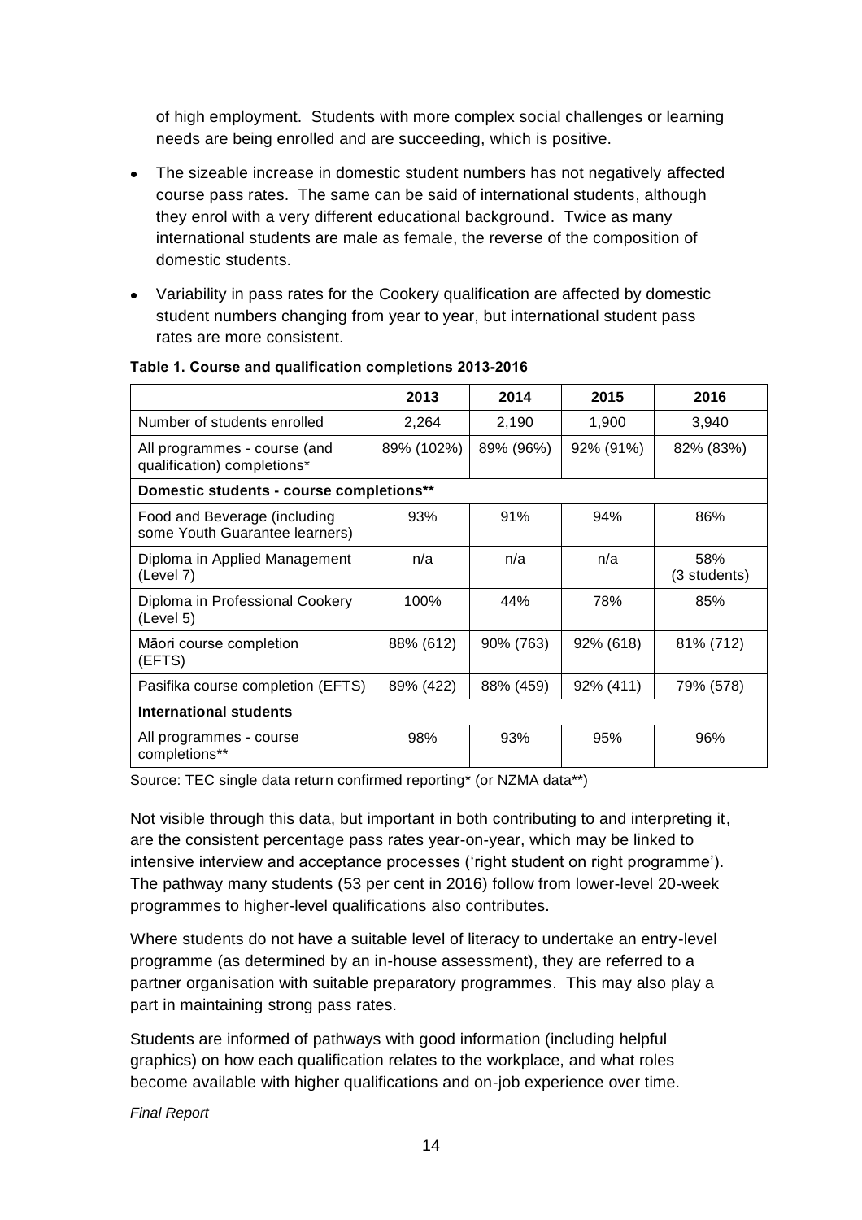of high employment. Students with more complex social challenges or learning needs are being enrolled and are succeeding, which is positive.

- The sizeable increase in domestic student numbers has not negatively affected course pass rates. The same can be said of international students, although they enrol with a very different educational background. Twice as many international students are male as female, the reverse of the composition of domestic students.
- Variability in pass rates for the Cookery qualification are affected by domestic student numbers changing from year to year, but international student pass rates are more consistent.

**Table 1. Course and qualification completions 2013-2016**

| | 2013 | 2014 | 2015 | 2016 |
|---|---|---|---|---|
| Number of students enrolled | 2,264 | 2,190 | 1,900 | 3,940 |
| All programmes - course (and qualification) completions* | 89% (102%) | 89% (96%) | 92% (91%) | 82% (83%) |
| **Domestic students - course completions**** | | | | |
| Food and Beverage (including some Youth Guarantee learners) | 93% | 91% | 94% | 86% |
| Diploma in Applied Management (Level 7) | n/a | n/a | n/a | 58% (3 students) |
| Diploma in Professional Cookery (Level 5) | 100% | 44% | 78% | 85% |
| Māori course completion (EFTS) | 88% (612) | 90% (763) | 92% (618) | 81% (712) |
| Pasifika course completion (EFTS) | 89% (422) | 88% (459) | 92% (411) | 79% (578) |
| **International students** | | | | |
| All programmes - course completions** | 98% | 93% | 95% | 96% |

Source: TEC single data return confirmed reporting* (or NZMA data**)

Not visible through this data, but important in both contributing to and interpreting it, are the consistent percentage pass rates year-on-year, which may be linked to intensive interview and acceptance processes ('right student on right programme'). The pathway many students (53 per cent in 2016) follow from lower-level 20-week programmes to higher-level qualifications also contributes.

Where students do not have a suitable level of literacy to undertake an entry-level programme (as determined by an in-house assessment), they are referred to a partner organisation with suitable preparatory programmes. This may also play a part in maintaining strong pass rates.

Students are informed of pathways with good information (including helpful graphics) on how each qualification relates to the workplace, and what roles become available with higher qualifications and on-job experience over time.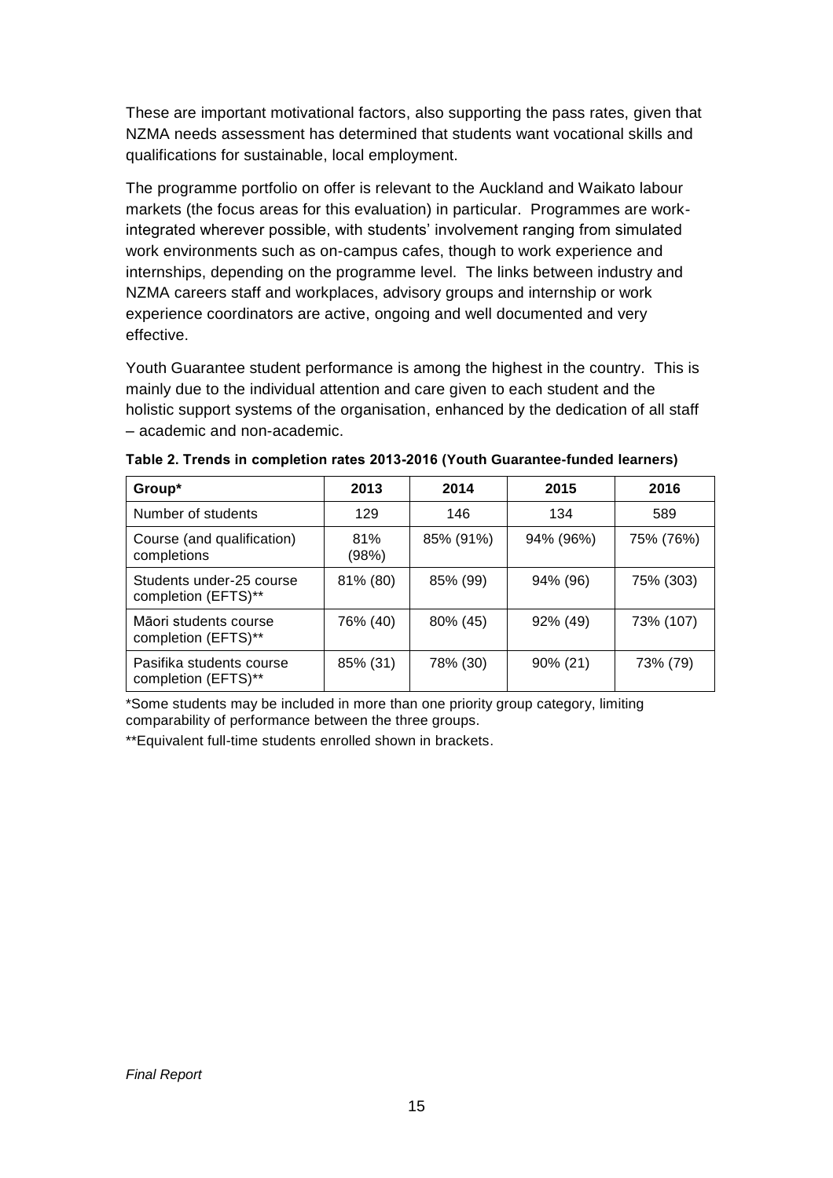These are important motivational factors, also supporting the pass rates, given that NZMA needs assessment has determined that students want vocational skills and qualifications for sustainable, local employment.

The programme portfolio on offer is relevant to the Auckland and Waikato labour markets (the focus areas for this evaluation) in particular. Programmes are work-integrated wherever possible, with students' involvement ranging from simulated work environments such as on-campus cafes, though to work experience and internships, depending on the programme level. The links between industry and NZMA careers staff and workplaces, advisory groups and internship or work experience coordinators are active, ongoing and well documented and very effective.

Youth Guarantee student performance is among the highest in the country. This is mainly due to the individual attention and care given to each student and the holistic support systems of the organisation, enhanced by the dedication of all staff – academic and non-academic.

**Table 2. Trends in completion rates 2013-2016 (Youth Guarantee-funded learners)**

| Group* | 2013 | 2014 | 2015 | 2016 |
|---|---|---|---|---|
| Number of students | 129 | 146 | 134 | 589 |
| Course (and qualification) completions | 81% (98%) | 85% (91%) | 94% (96%) | 75% (76%) |
| Students under-25 course completion (EFTS)** | 81% (80) | 85% (99) | 94% (96) | 75% (303) |
| Māori students course completion (EFTS)** | 76% (40) | 80% (45) | 92% (49) | 73% (107) |
| Pasifika students course completion (EFTS)** | 85% (31) | 78% (30) | 90% (21) | 73% (79) |

*Some students may be included in more than one priority group category, limiting comparability of performance between the three groups.

**Equivalent full-time students enrolled shown in brackets.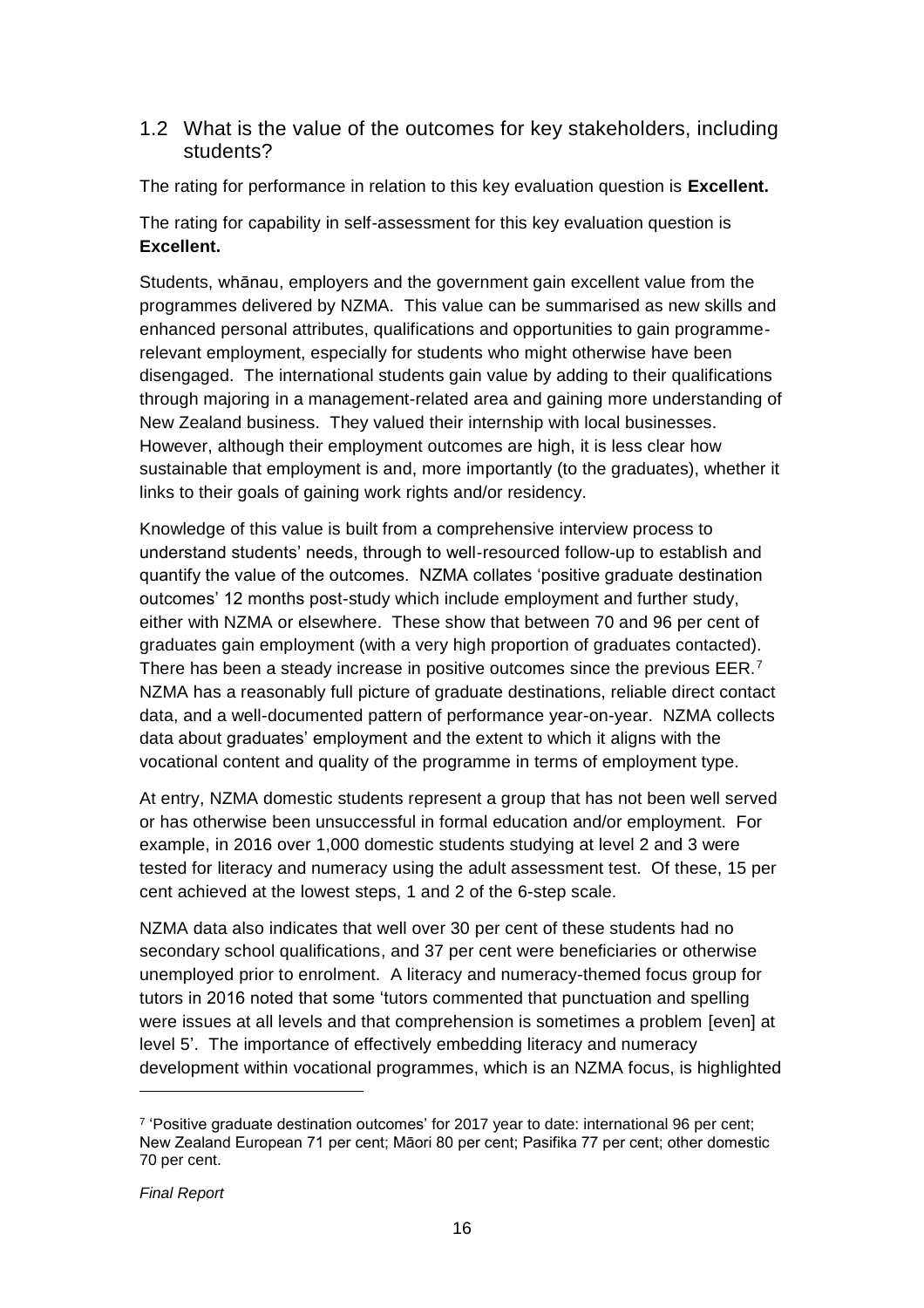## 1.2 What is the value of the outcomes for key stakeholders, including students?

The rating for performance in relation to this key evaluation question is **Excellent.**

The rating for capability in self-assessment for this key evaluation question is **Excellent.**

Students, whānau, employers and the government gain excellent value from the programmes delivered by NZMA. This value can be summarised as new skills and enhanced personal attributes, qualifications and opportunities to gain programme-relevant employment, especially for students who might otherwise have been disengaged. The international students gain value by adding to their qualifications through majoring in a management-related area and gaining more understanding of New Zealand business. They valued their internship with local businesses. However, although their employment outcomes are high, it is less clear how sustainable that employment is and, more importantly (to the graduates), whether it links to their goals of gaining work rights and/or residency.

Knowledge of this value is built from a comprehensive interview process to understand students' needs, through to well-resourced follow-up to establish and quantify the value of the outcomes. NZMA collates 'positive graduate destination outcomes' 12 months post-study which include employment and further study, either with NZMA or elsewhere. These show that between 70 and 96 per cent of graduates gain employment (with a very high proportion of graduates contacted). There has been a steady increase in positive outcomes since the previous EER.[7] NZMA has a reasonably full picture of graduate destinations, reliable direct contact data, and a well-documented pattern of performance year-on-year. NZMA collects data about graduates' employment and the extent to which it aligns with the vocational content and quality of the programme in terms of employment type.

At entry, NZMA domestic students represent a group that has not been well served or has otherwise been unsuccessful in formal education and/or employment. For example, in 2016 over 1,000 domestic students studying at level 2 and 3 were tested for literacy and numeracy using the adult assessment test. Of these, 15 per cent achieved at the lowest steps, 1 and 2 of the 6-step scale.

NZMA data also indicates that well over 30 per cent of these students had no secondary school qualifications, and 37 per cent were beneficiaries or otherwise unemployed prior to enrolment. A literacy and numeracy-themed focus group for tutors in 2016 noted that some 'tutors commented that punctuation and spelling were issues at all levels and that comprehension is sometimes a problem [even] at level 5'. The importance of effectively embedding literacy and numeracy development within vocational programmes, which is an NZMA focus, is highlighted

[7] 'Positive graduate destination outcomes' for 2017 year to date: international 96 per cent; New Zealand European 71 per cent; Māori 80 per cent; Pasifika 77 per cent; other domestic 70 per cent.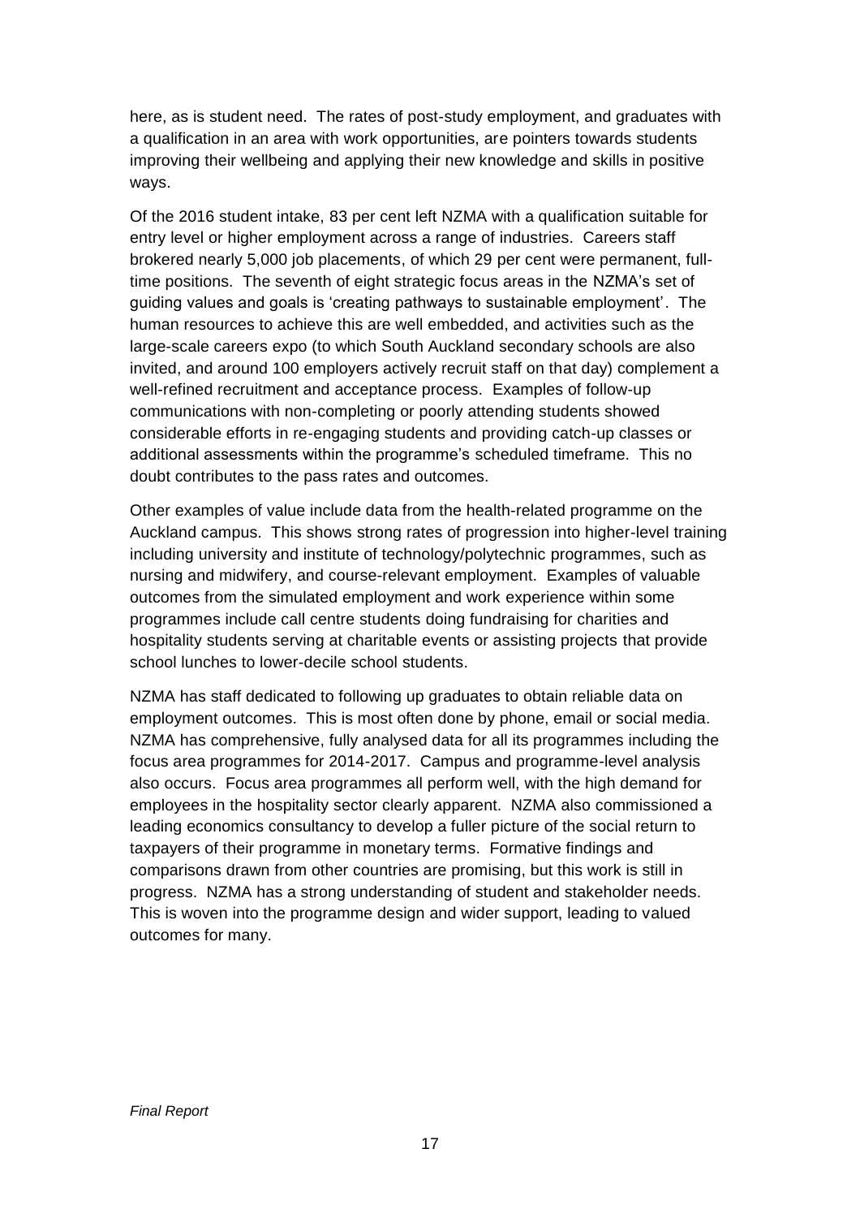here, as is student need. The rates of post-study employment, and graduates with a qualification in an area with work opportunities, are pointers towards students improving their wellbeing and applying their new knowledge and skills in positive ways.

Of the 2016 student intake, 83 per cent left NZMA with a qualification suitable for entry level or higher employment across a range of industries. Careers staff brokered nearly 5,000 job placements, of which 29 per cent were permanent, full-time positions. The seventh of eight strategic focus areas in the NZMA's set of guiding values and goals is 'creating pathways to sustainable employment'. The human resources to achieve this are well embedded, and activities such as the large-scale careers expo (to which South Auckland secondary schools are also invited, and around 100 employers actively recruit staff on that day) complement a well-refined recruitment and acceptance process. Examples of follow-up communications with non-completing or poorly attending students showed considerable efforts in re-engaging students and providing catch-up classes or additional assessments within the programme's scheduled timeframe. This no doubt contributes to the pass rates and outcomes.

Other examples of value include data from the health-related programme on the Auckland campus. This shows strong rates of progression into higher-level training including university and institute of technology/polytechnic programmes, such as nursing and midwifery, and course-relevant employment. Examples of valuable outcomes from the simulated employment and work experience within some programmes include call centre students doing fundraising for charities and hospitality students serving at charitable events or assisting projects that provide school lunches to lower-decile school students.

NZMA has staff dedicated to following up graduates to obtain reliable data on employment outcomes. This is most often done by phone, email or social media. NZMA has comprehensive, fully analysed data for all its programmes including the focus area programmes for 2014-2017. Campus and programme-level analysis also occurs. Focus area programmes all perform well, with the high demand for employees in the hospitality sector clearly apparent. NZMA also commissioned a leading economics consultancy to develop a fuller picture of the social return to taxpayers of their programme in monetary terms. Formative findings and comparisons drawn from other countries are promising, but this work is still in progress. NZMA has a strong understanding of student and stakeholder needs. This is woven into the programme design and wider support, leading to valued outcomes for many.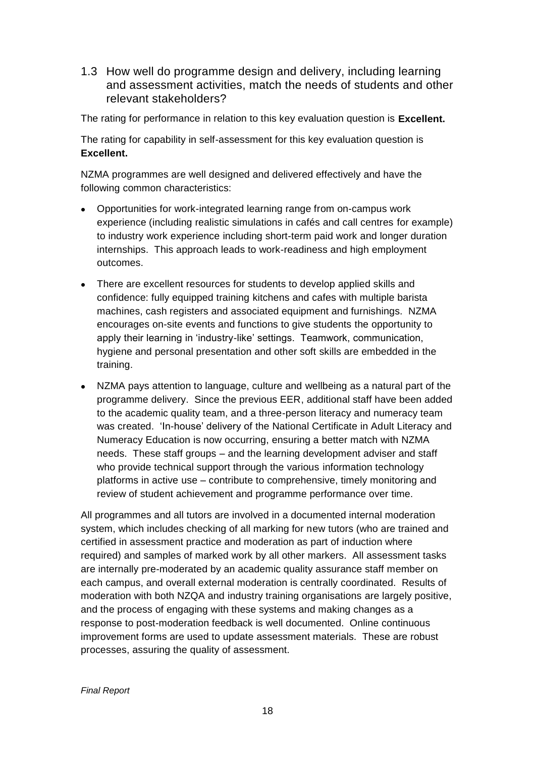### 1.3 How well do programme design and delivery, including learning and assessment activities, match the needs of students and other relevant stakeholders?

The rating for performance in relation to this key evaluation question is **Excellent.**

The rating for capability in self-assessment for this key evaluation question is **Excellent.**

NZMA programmes are well designed and delivered effectively and have the following common characteristics:

- Opportunities for work-integrated learning range from on-campus work experience (including realistic simulations in cafés and call centres for example) to industry work experience including short-term paid work and longer duration internships. This approach leads to work-readiness and high employment outcomes.
- There are excellent resources for students to develop applied skills and confidence: fully equipped training kitchens and cafes with multiple barista machines, cash registers and associated equipment and furnishings. NZMA encourages on-site events and functions to give students the opportunity to apply their learning in 'industry-like' settings. Teamwork, communication, hygiene and personal presentation and other soft skills are embedded in the training.
- NZMA pays attention to language, culture and wellbeing as a natural part of the programme delivery. Since the previous EER, additional staff have been added to the academic quality team, and a three-person literacy and numeracy team was created. 'In-house' delivery of the National Certificate in Adult Literacy and Numeracy Education is now occurring, ensuring a better match with NZMA needs. These staff groups – and the learning development adviser and staff who provide technical support through the various information technology platforms in active use – contribute to comprehensive, timely monitoring and review of student achievement and programme performance over time.

All programmes and all tutors are involved in a documented internal moderation system, which includes checking of all marking for new tutors (who are trained and certified in assessment practice and moderation as part of induction where required) and samples of marked work by all other markers. All assessment tasks are internally pre-moderated by an academic quality assurance staff member on each campus, and overall external moderation is centrally coordinated. Results of moderation with both NZQA and industry training organisations are largely positive, and the process of engaging with these systems and making changes as a response to post-moderation feedback is well documented. Online continuous improvement forms are used to update assessment materials. These are robust processes, assuring the quality of assessment.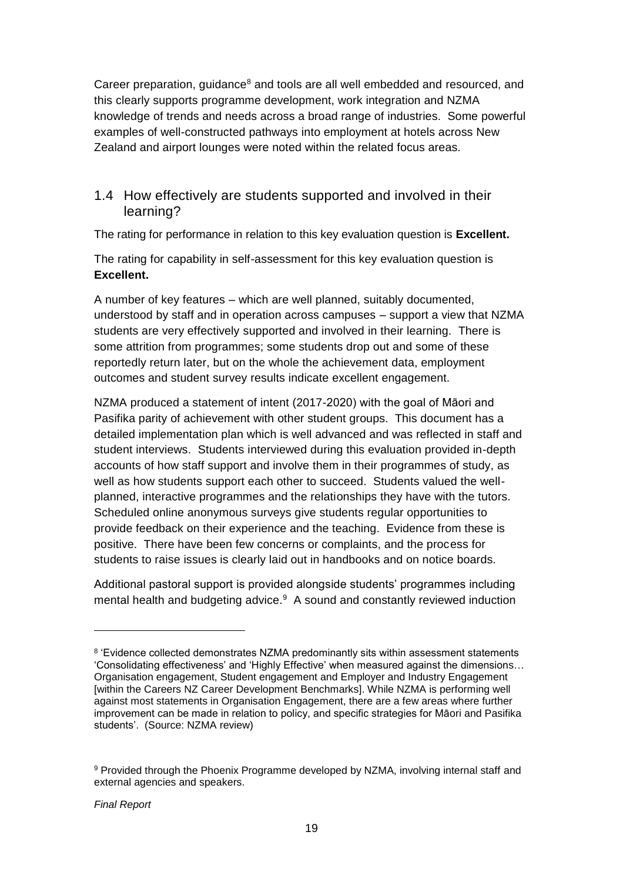Career preparation, guidance[8] and tools are all well embedded and resourced, and this clearly supports programme development, work integration and NZMA knowledge of trends and needs across a broad range of industries. Some powerful examples of well-constructed pathways into employment at hotels across New Zealand and airport lounges were noted within the related focus areas.

## 1.4 How effectively are students supported and involved in their learning?

The rating for performance in relation to this key evaluation question is **Excellent.**

The rating for capability in self-assessment for this key evaluation question is **Excellent.**

A number of key features – which are well planned, suitably documented, understood by staff and in operation across campuses – support a view that NZMA students are very effectively supported and involved in their learning. There is some attrition from programmes; some students drop out and some of these reportedly return later, but on the whole the achievement data, employment outcomes and student survey results indicate excellent engagement.

NZMA produced a statement of intent (2017-2020) with the goal of Māori and Pasifika parity of achievement with other student groups. This document has a detailed implementation plan which is well advanced and was reflected in staff and student interviews. Students interviewed during this evaluation provided in-depth accounts of how staff support and involve them in their programmes of study, as well as how students support each other to succeed. Students valued the well-planned, interactive programmes and the relationships they have with the tutors. Scheduled online anonymous surveys give students regular opportunities to provide feedback on their experience and the teaching. Evidence from these is positive. There have been few concerns or complaints, and the process for students to raise issues is clearly laid out in handbooks and on notice boards.

Additional pastoral support is provided alongside students' programmes including mental health and budgeting advice.[9] A sound and constantly reviewed induction

---

[8] 'Evidence collected demonstrates NZMA predominantly sits within assessment statements 'Consolidating effectiveness' and 'Highly Effective' when measured against the dimensions… Organisation engagement, Student engagement and Employer and Industry Engagement [within the Careers NZ Career Development Benchmarks]. While NZMA is performing well against most statements in Organisation Engagement, there are a few areas where further improvement can be made in relation to policy, and specific strategies for Māori and Pasifika students'. (Source: NZMA review)

[9] Provided through the Phoenix Programme developed by NZMA, involving internal staff and external agencies and speakers.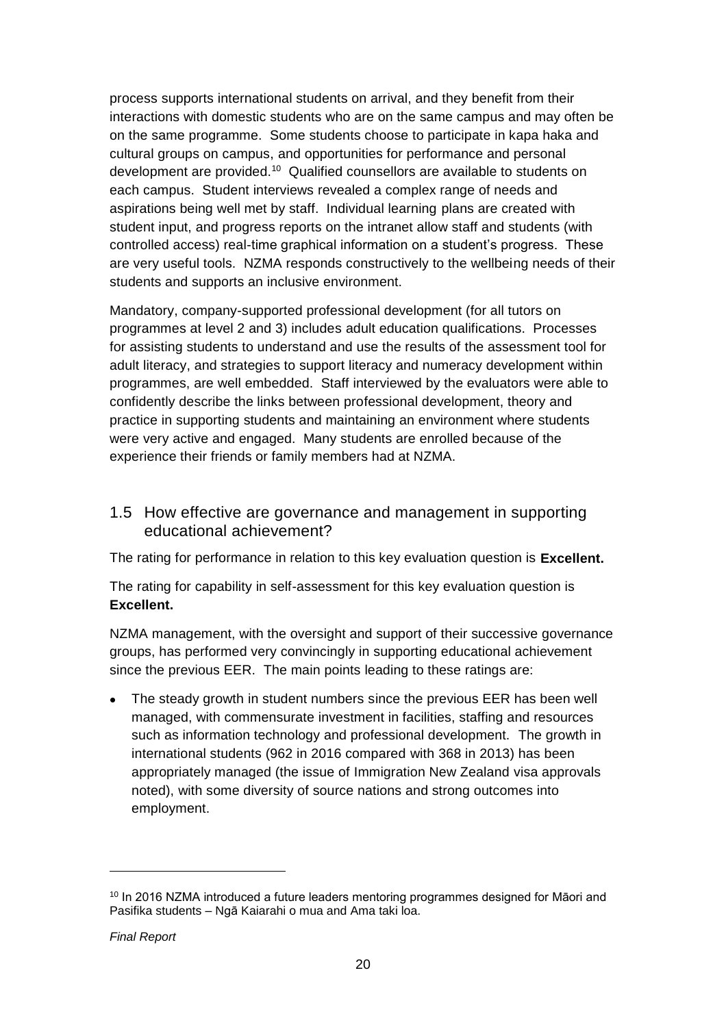process supports international students on arrival, and they benefit from their interactions with domestic students who are on the same campus and may often be on the same programme. Some students choose to participate in kapa haka and cultural groups on campus, and opportunities for performance and personal development are provided.[10] Qualified counsellors are available to students on each campus. Student interviews revealed a complex range of needs and aspirations being well met by staff. Individual learning plans are created with student input, and progress reports on the intranet allow staff and students (with controlled access) real-time graphical information on a student's progress. These are very useful tools. NZMA responds constructively to the wellbeing needs of their students and supports an inclusive environment.

Mandatory, company-supported professional development (for all tutors on programmes at level 2 and 3) includes adult education qualifications. Processes for assisting students to understand and use the results of the assessment tool for adult literacy, and strategies to support literacy and numeracy development within programmes, are well embedded. Staff interviewed by the evaluators were able to confidently describe the links between professional development, theory and practice in supporting students and maintaining an environment where students were very active and engaged. Many students are enrolled because of the experience their friends or family members had at NZMA.

## 1.5 How effective are governance and management in supporting educational achievement?

The rating for performance in relation to this key evaluation question is **Excellent.**

The rating for capability in self-assessment for this key evaluation question is **Excellent.**

NZMA management, with the oversight and support of their successive governance groups, has performed very convincingly in supporting educational achievement since the previous EER. The main points leading to these ratings are:

- The steady growth in student numbers since the previous EER has been well managed, with commensurate investment in facilities, staffing and resources such as information technology and professional development. The growth in international students (962 in 2016 compared with 368 in 2013) has been appropriately managed (the issue of Immigration New Zealand visa approvals noted), with some diversity of source nations and strong outcomes into employment.

---

[10] In 2016 NZMA introduced a future leaders mentoring programmes designed for Māori and Pasifika students – Ngā Kaiarahi o mua and Ama taki loa.

*Final Report*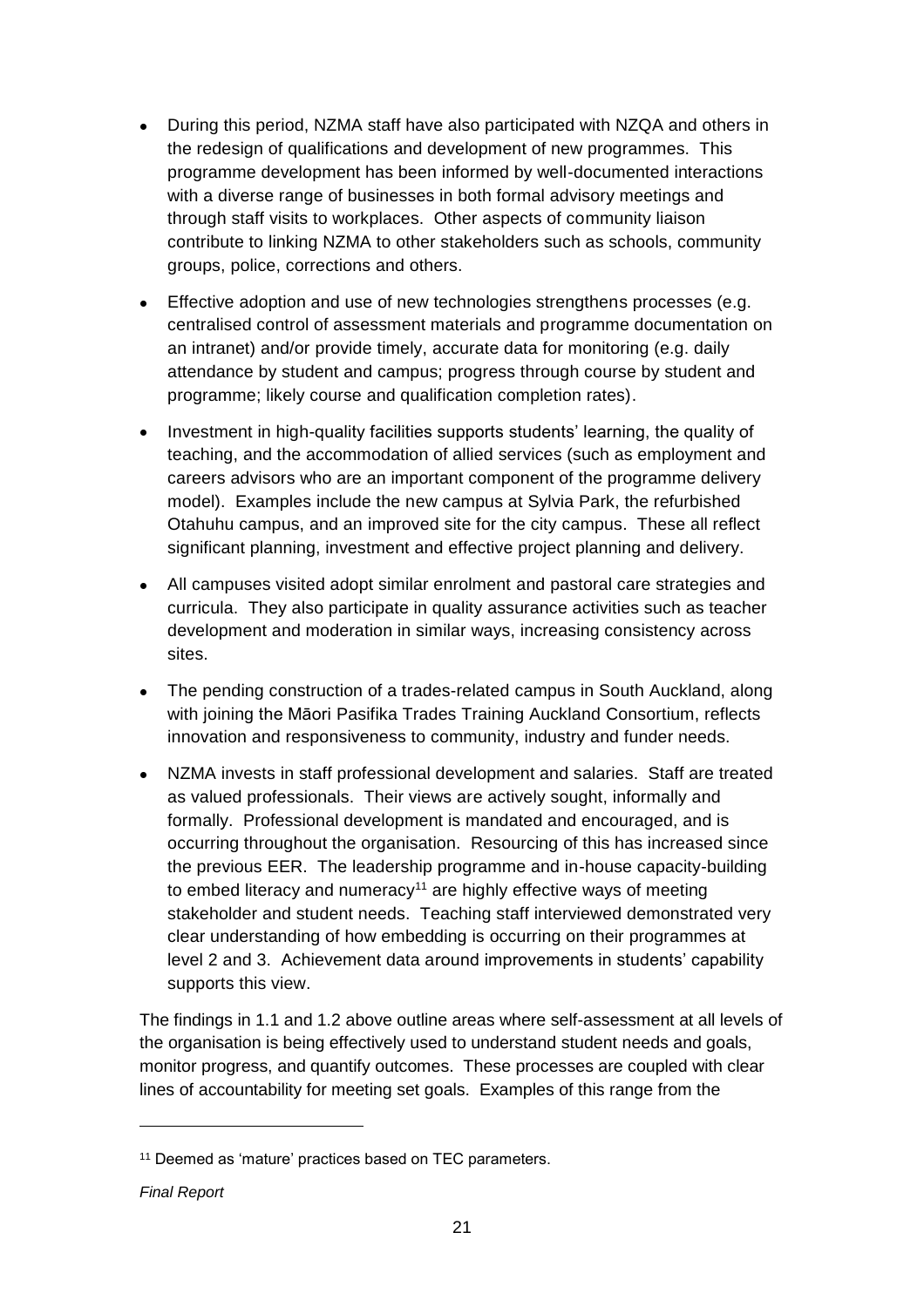- During this period, NZMA staff have also participated with NZQA and others in the redesign of qualifications and development of new programmes. This programme development has been informed by well-documented interactions with a diverse range of businesses in both formal advisory meetings and through staff visits to workplaces. Other aspects of community liaison contribute to linking NZMA to other stakeholders such as schools, community groups, police, corrections and others.

- Effective adoption and use of new technologies strengthens processes (e.g. centralised control of assessment materials and programme documentation on an intranet) and/or provide timely, accurate data for monitoring (e.g. daily attendance by student and campus; progress through course by student and programme; likely course and qualification completion rates).

- Investment in high-quality facilities supports students' learning, the quality of teaching, and the accommodation of allied services (such as employment and careers advisors who are an important component of the programme delivery model). Examples include the new campus at Sylvia Park, the refurbished Otahuhu campus, and an improved site for the city campus. These all reflect significant planning, investment and effective project planning and delivery.

- All campuses visited adopt similar enrolment and pastoral care strategies and curricula. They also participate in quality assurance activities such as teacher development and moderation in similar ways, increasing consistency across sites.

- The pending construction of a trades-related campus in South Auckland, along with joining the Māori Pasifika Trades Training Auckland Consortium, reflects innovation and responsiveness to community, industry and funder needs.

- NZMA invests in staff professional development and salaries. Staff are treated as valued professionals. Their views are actively sought, informally and formally. Professional development is mandated and encouraged, and is occurring throughout the organisation. Resourcing of this has increased since the previous EER. The leadership programme and in-house capacity-building to embed literacy and numeracy[11] are highly effective ways of meeting stakeholder and student needs. Teaching staff interviewed demonstrated very clear understanding of how embedding is occurring on their programmes at level 2 and 3. Achievement data around improvements in students' capability supports this view.

The findings in 1.1 and 1.2 above outline areas where self-assessment at all levels of the organisation is being effectively used to understand student needs and goals, monitor progress, and quantify outcomes. These processes are coupled with clear lines of accountability for meeting set goals. Examples of this range from the

[11] Deemed as 'mature' practices based on TEC parameters.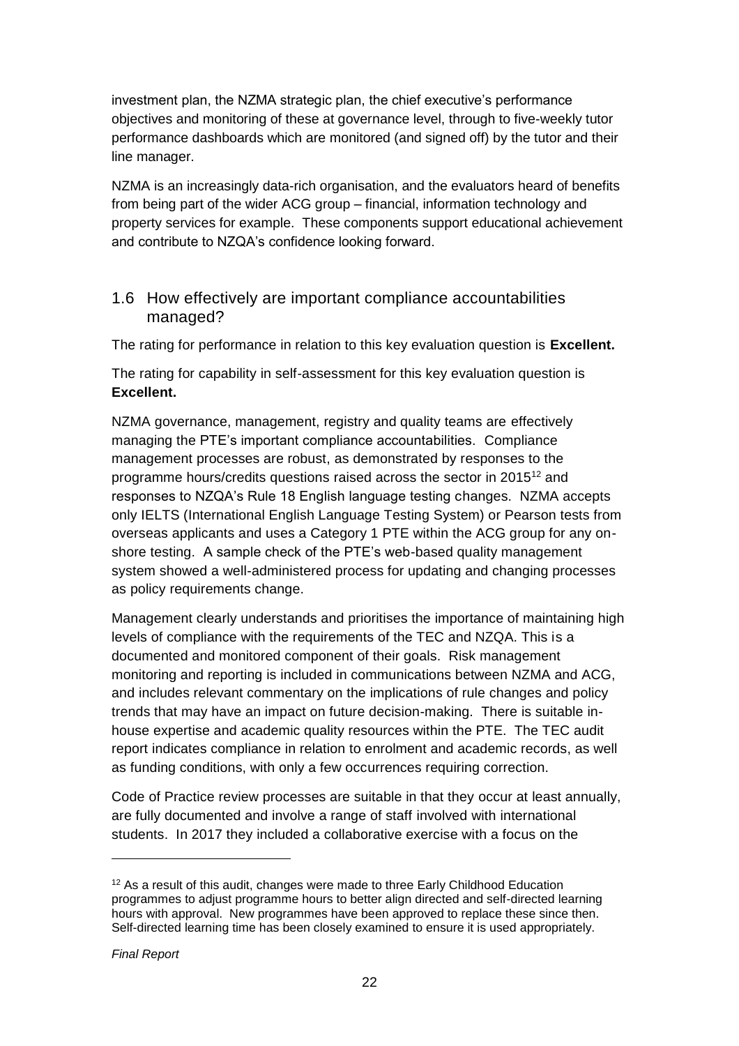investment plan, the NZMA strategic plan, the chief executive's performance objectives and monitoring of these at governance level, through to five-weekly tutor performance dashboards which are monitored (and signed off) by the tutor and their line manager.

NZMA is an increasingly data-rich organisation, and the evaluators heard of benefits from being part of the wider ACG group – financial, information technology and property services for example. These components support educational achievement and contribute to NZQA's confidence looking forward.

## 1.6 How effectively are important compliance accountabilities managed?

The rating for performance in relation to this key evaluation question is **Excellent.**

The rating for capability in self-assessment for this key evaluation question is **Excellent.**

NZMA governance, management, registry and quality teams are effectively managing the PTE's important compliance accountabilities. Compliance management processes are robust, as demonstrated by responses to the programme hours/credits questions raised across the sector in 2015[12] and responses to NZQA's Rule 18 English language testing changes. NZMA accepts only IELTS (International English Language Testing System) or Pearson tests from overseas applicants and uses a Category 1 PTE within the ACG group for any on-shore testing. A sample check of the PTE's web-based quality management system showed a well-administered process for updating and changing processes as policy requirements change.

Management clearly understands and prioritises the importance of maintaining high levels of compliance with the requirements of the TEC and NZQA. This is a documented and monitored component of their goals. Risk management monitoring and reporting is included in communications between NZMA and ACG, and includes relevant commentary on the implications of rule changes and policy trends that may have an impact on future decision-making. There is suitable in-house expertise and academic quality resources within the PTE. The TEC audit report indicates compliance in relation to enrolment and academic records, as well as funding conditions, with only a few occurrences requiring correction.

Code of Practice review processes are suitable in that they occur at least annually, are fully documented and involve a range of staff involved with international students. In 2017 they included a collaborative exercise with a focus on the

---

[12] As a result of this audit, changes were made to three Early Childhood Education programmes to adjust programme hours to better align directed and self-directed learning hours with approval. New programmes have been approved to replace these since then. Self-directed learning time has been closely examined to ensure it is used appropriately.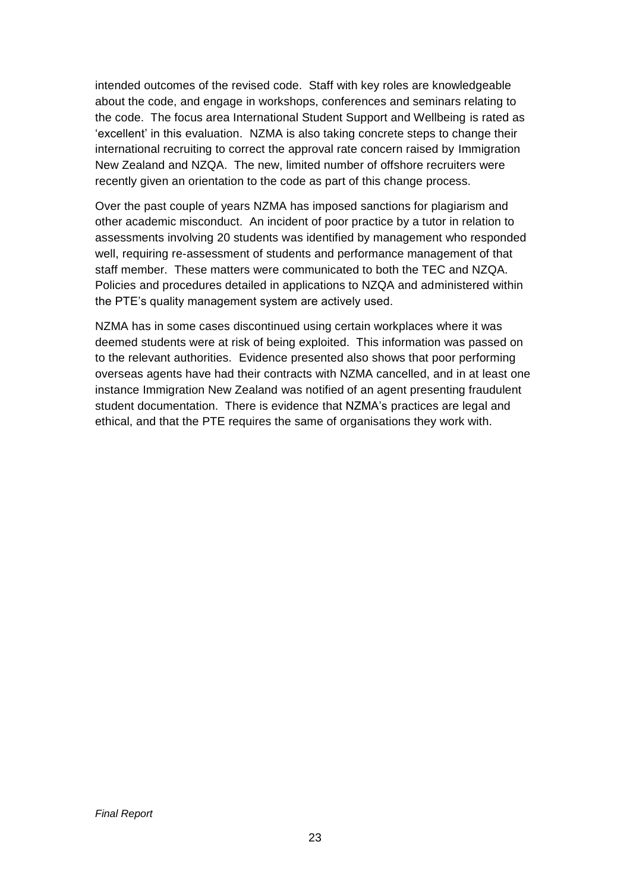intended outcomes of the revised code. Staff with key roles are knowledgeable about the code, and engage in workshops, conferences and seminars relating to the code. The focus area International Student Support and Wellbeing is rated as 'excellent' in this evaluation. NZMA is also taking concrete steps to change their international recruiting to correct the approval rate concern raised by Immigration New Zealand and NZQA. The new, limited number of offshore recruiters were recently given an orientation to the code as part of this change process.

Over the past couple of years NZMA has imposed sanctions for plagiarism and other academic misconduct. An incident of poor practice by a tutor in relation to assessments involving 20 students was identified by management who responded well, requiring re-assessment of students and performance management of that staff member. These matters were communicated to both the TEC and NZQA. Policies and procedures detailed in applications to NZQA and administered within the PTE's quality management system are actively used.

NZMA has in some cases discontinued using certain workplaces where it was deemed students were at risk of being exploited. This information was passed on to the relevant authorities. Evidence presented also shows that poor performing overseas agents have had their contracts with NZMA cancelled, and in at least one instance Immigration New Zealand was notified of an agent presenting fraudulent student documentation. There is evidence that NZMA's practices are legal and ethical, and that the PTE requires the same of organisations they work with.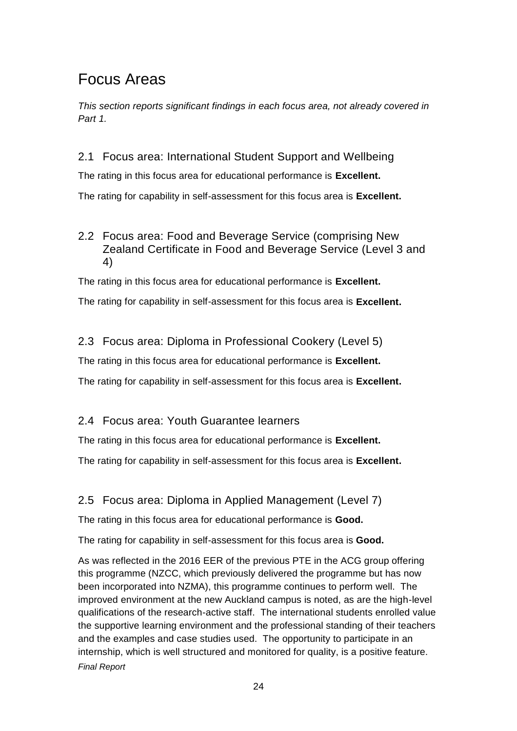# Focus Areas

*This section reports significant findings in each focus area, not already covered in Part 1.*

## 2.1 Focus area: International Student Support and Wellbeing

The rating in this focus area for educational performance is **Excellent.**

The rating for capability in self-assessment for this focus area is **Excellent.**

## 2.2 Focus area: Food and Beverage Service (comprising New Zealand Certificate in Food and Beverage Service (Level 3 and 4)

The rating in this focus area for educational performance is **Excellent.**

The rating for capability in self-assessment for this focus area is **Excellent.**

## 2.3 Focus area: Diploma in Professional Cookery (Level 5)

The rating in this focus area for educational performance is **Excellent.**

The rating for capability in self-assessment for this focus area is **Excellent.**

## 2.4 Focus area: Youth Guarantee learners

The rating in this focus area for educational performance is **Excellent.**

The rating for capability in self-assessment for this focus area is **Excellent.**

## 2.5 Focus area: Diploma in Applied Management (Level 7)

The rating in this focus area for educational performance is **Good.**

The rating for capability in self-assessment for this focus area is **Good.**

As was reflected in the 2016 EER of the previous PTE in the ACG group offering this programme (NZCC, which previously delivered the programme but has now been incorporated into NZMA), this programme continues to perform well. The improved environment at the new Auckland campus is noted, as are the high-level qualifications of the research-active staff. The international students enrolled value the supportive learning environment and the professional standing of their teachers and the examples and case studies used. The opportunity to participate in an internship, which is well structured and monitored for quality, is a positive feature.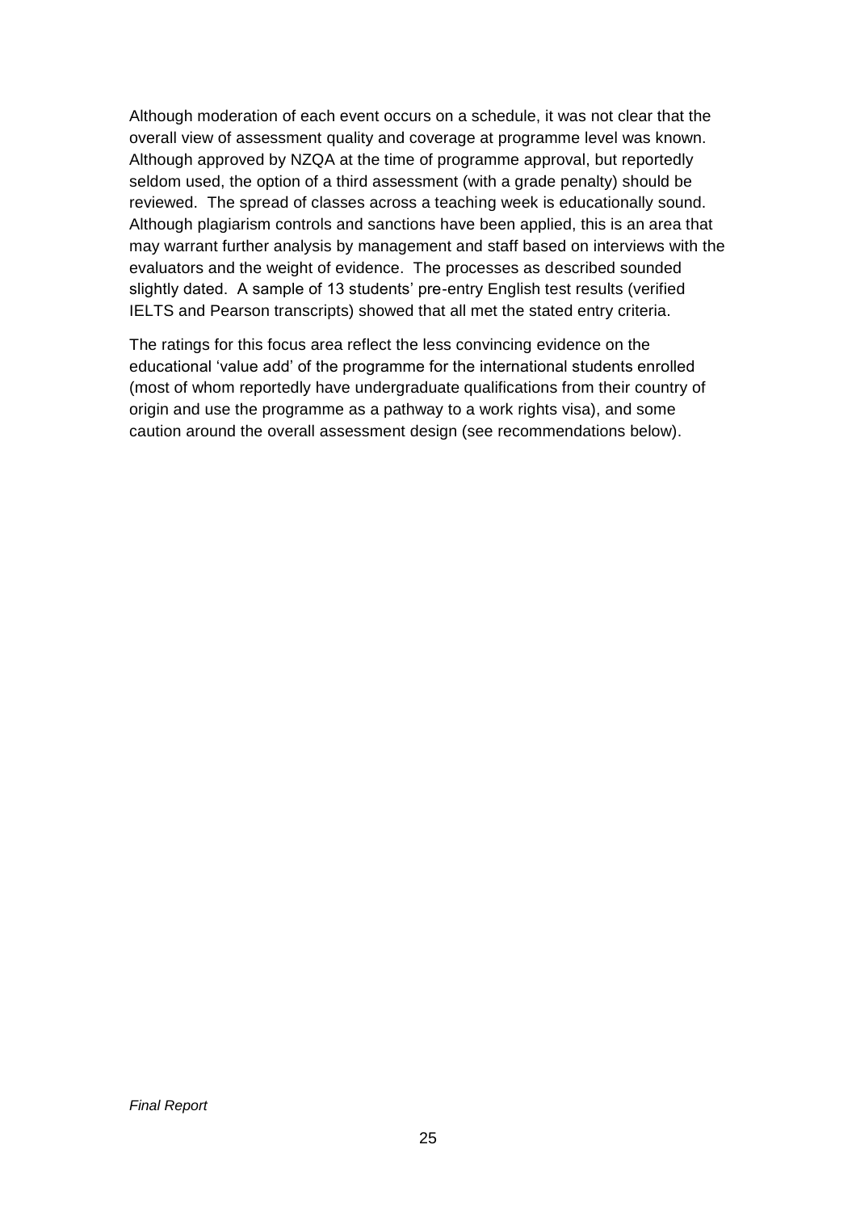Although moderation of each event occurs on a schedule, it was not clear that the overall view of assessment quality and coverage at programme level was known. Although approved by NZQA at the time of programme approval, but reportedly seldom used, the option of a third assessment (with a grade penalty) should be reviewed. The spread of classes across a teaching week is educationally sound. Although plagiarism controls and sanctions have been applied, this is an area that may warrant further analysis by management and staff based on interviews with the evaluators and the weight of evidence. The processes as described sounded slightly dated. A sample of 13 students' pre-entry English test results (verified IELTS and Pearson transcripts) showed that all met the stated entry criteria.

The ratings for this focus area reflect the less convincing evidence on the educational 'value add' of the programme for the international students enrolled (most of whom reportedly have undergraduate qualifications from their country of origin and use the programme as a pathway to a work rights visa), and some caution around the overall assessment design (see recommendations below).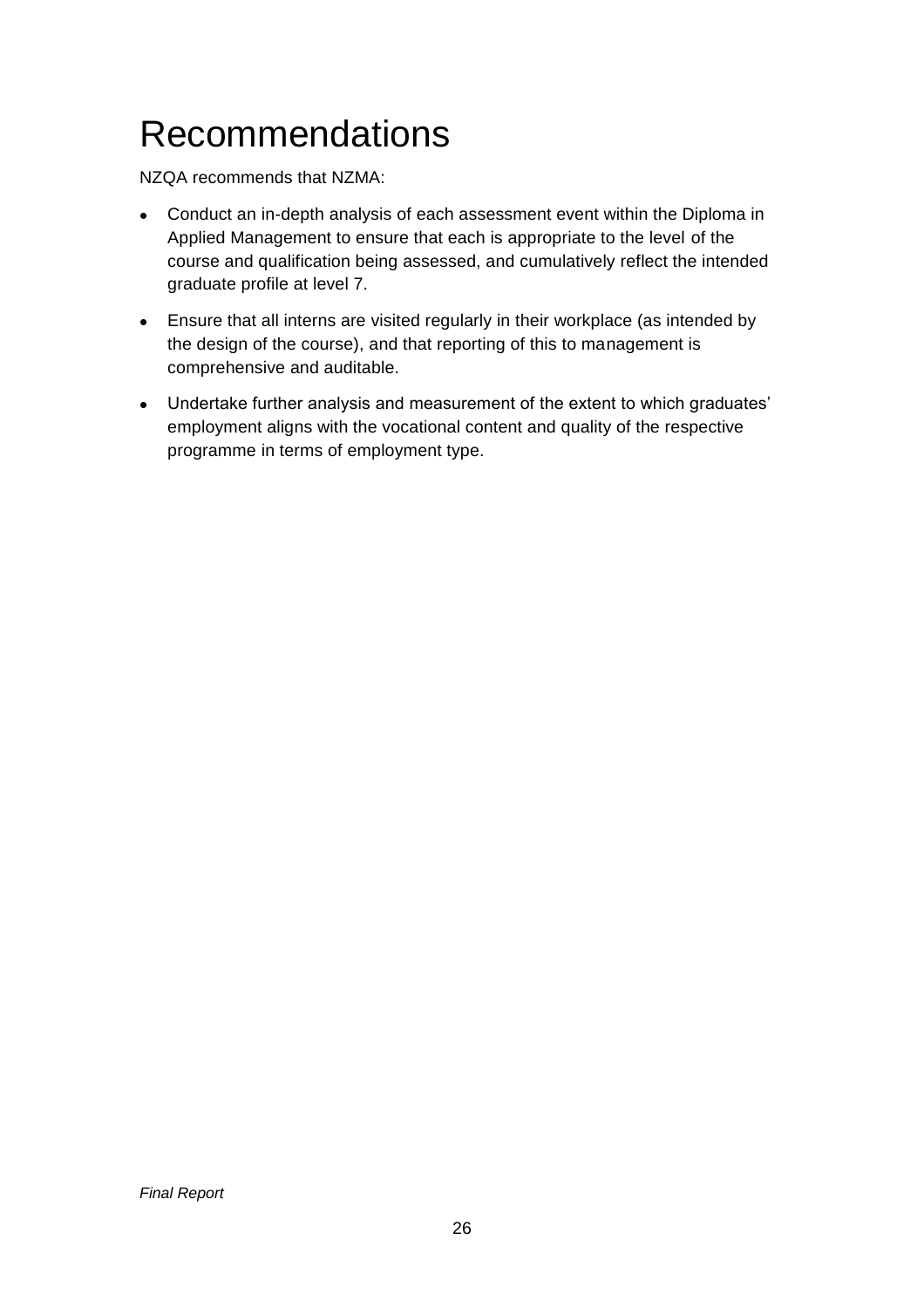# Recommendations

NZQA recommends that NZMA:

- Conduct an in-depth analysis of each assessment event within the Diploma in Applied Management to ensure that each is appropriate to the level of the course and qualification being assessed, and cumulatively reflect the intended graduate profile at level 7.
- Ensure that all interns are visited regularly in their workplace (as intended by the design of the course), and that reporting of this to management is comprehensive and auditable.
- Undertake further analysis and measurement of the extent to which graduates' employment aligns with the vocational content and quality of the respective programme in terms of employment type.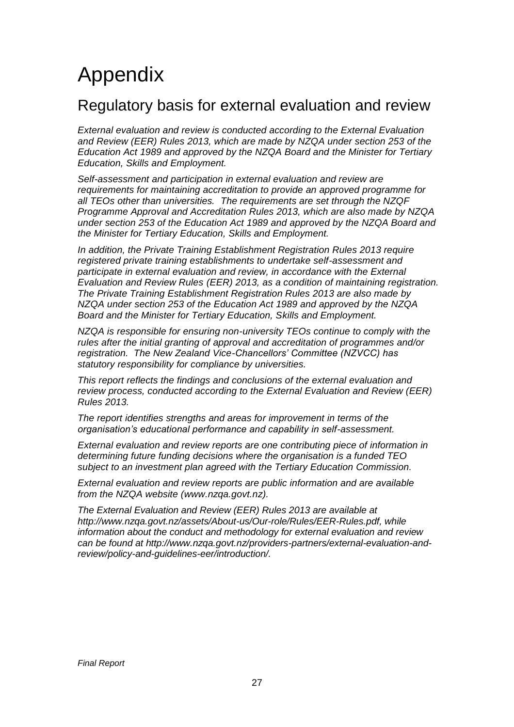# Appendix

## Regulatory basis for external evaluation and review

*External evaluation and review is conducted according to the External Evaluation and Review (EER) Rules 2013, which are made by NZQA under section 253 of the Education Act 1989 and approved by the NZQA Board and the Minister for Tertiary Education, Skills and Employment.*

*Self-assessment and participation in external evaluation and review are requirements for maintaining accreditation to provide an approved programme for all TEOs other than universities. The requirements are set through the NZQF Programme Approval and Accreditation Rules 2013, which are also made by NZQA under section 253 of the Education Act 1989 and approved by the NZQA Board and the Minister for Tertiary Education, Skills and Employment.*

*In addition, the Private Training Establishment Registration Rules 2013 require registered private training establishments to undertake self-assessment and participate in external evaluation and review, in accordance with the External Evaluation and Review Rules (EER) 2013, as a condition of maintaining registration. The Private Training Establishment Registration Rules 2013 are also made by NZQA under section 253 of the Education Act 1989 and approved by the NZQA Board and the Minister for Tertiary Education, Skills and Employment.*

*NZQA is responsible for ensuring non-university TEOs continue to comply with the rules after the initial granting of approval and accreditation of programmes and/or registration. The New Zealand Vice-Chancellors' Committee (NZVCC) has statutory responsibility for compliance by universities.*

*This report reflects the findings and conclusions of the external evaluation and review process, conducted according to the External Evaluation and Review (EER) Rules 2013.*

*The report identifies strengths and areas for improvement in terms of the organisation's educational performance and capability in self-assessment.*

*External evaluation and review reports are one contributing piece of information in determining future funding decisions where the organisation is a funded TEO subject to an investment plan agreed with the Tertiary Education Commission.*

*External evaluation and review reports are public information and are available from the NZQA website (www.nzqa.govt.nz).*

*The External Evaluation and Review (EER) Rules 2013 are available at http://www.nzqa.govt.nz/assets/About-us/Our-role/Rules/EER-Rules.pdf, while information about the conduct and methodology for external evaluation and review can be found at http://www.nzqa.govt.nz/providers-partners/external-evaluation-and-review/policy-and-guidelines-eer/introduction/.*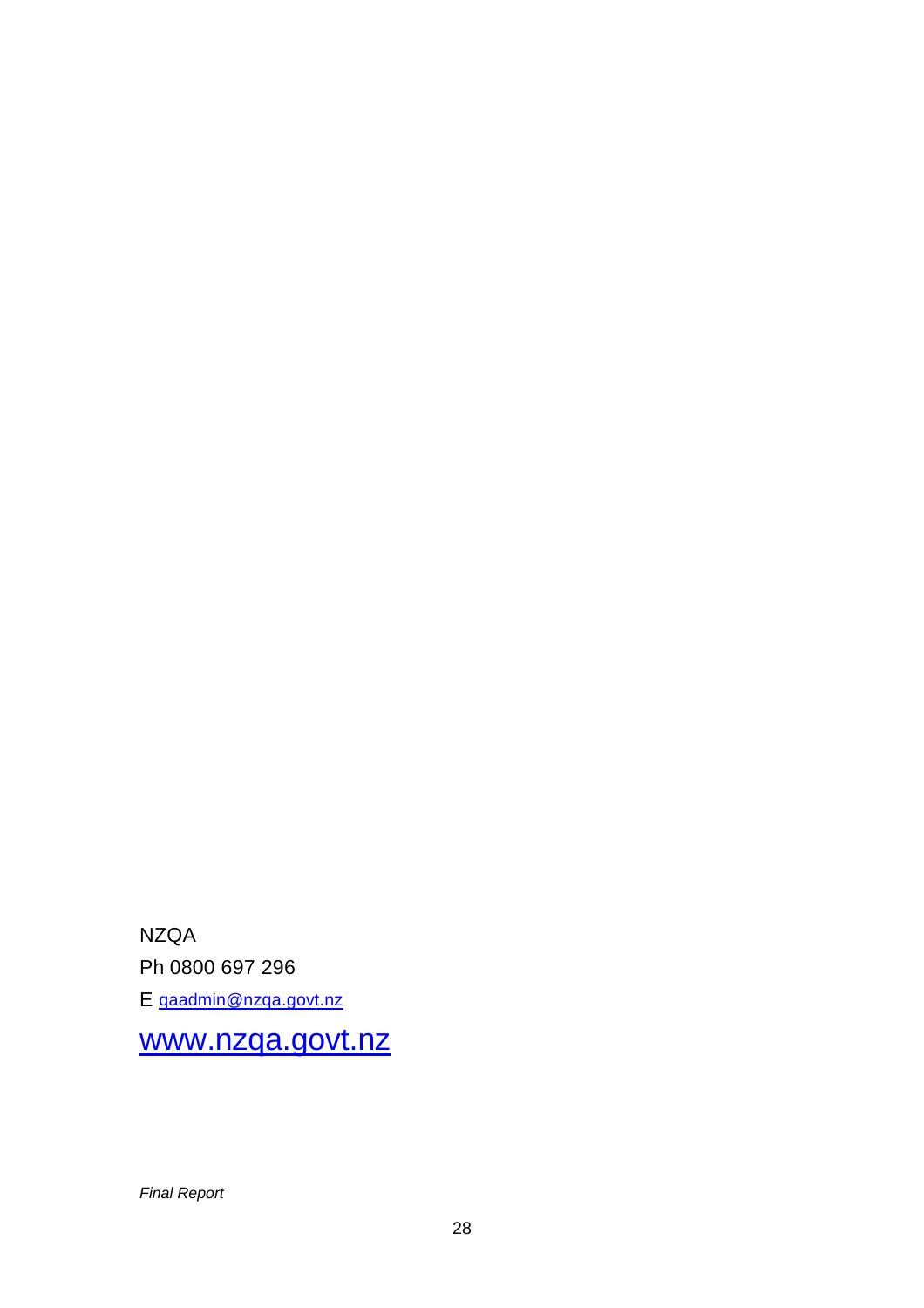NZQA

Ph 0800 697 296

E qaadmin@nzqa.govt.nz

www.nzqa.govt.nz

*Final Report*